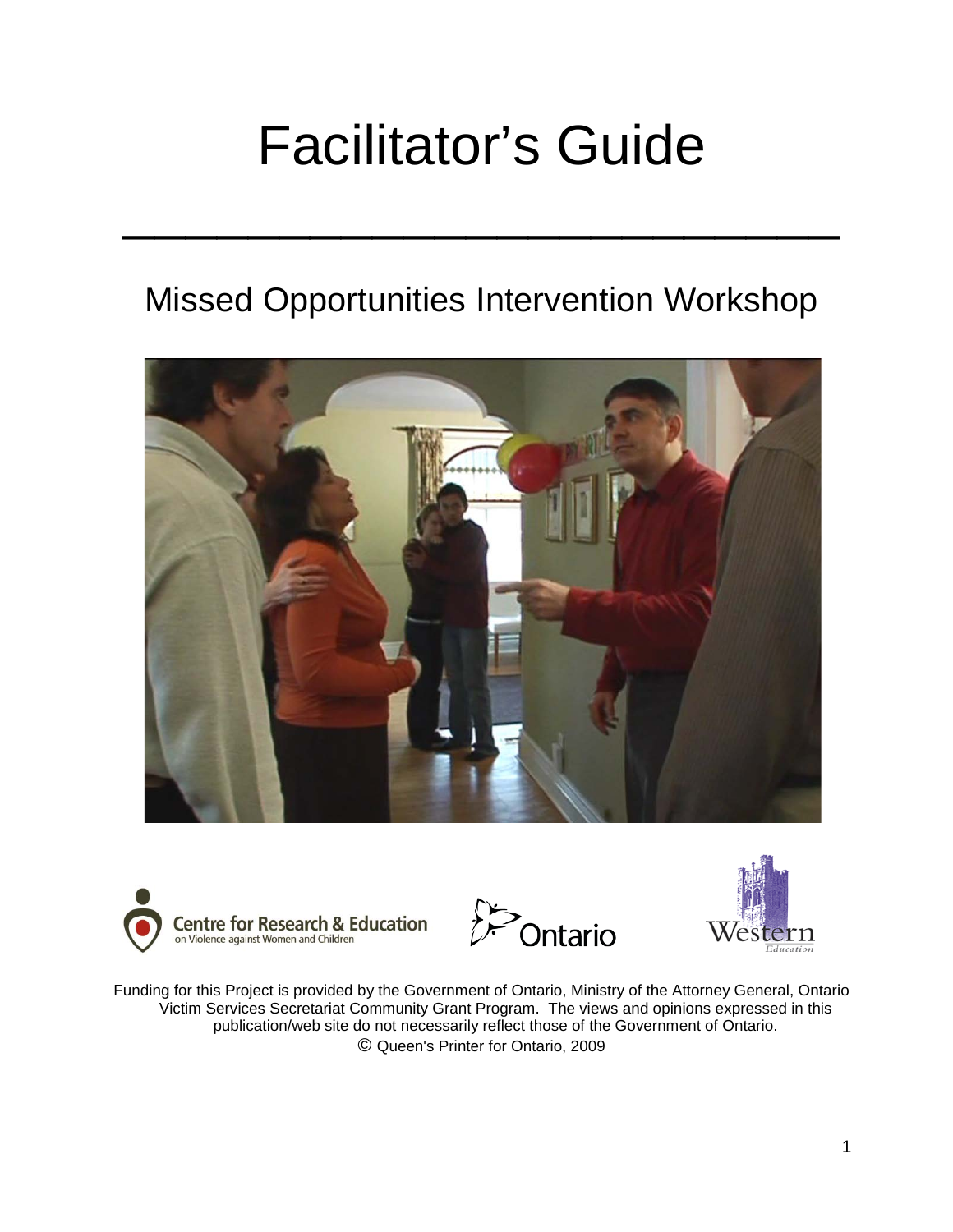# Facilitator's Guide

## Missed Opportunities Intervention Workshop

Centre for Research & Education on Violence against Women and Children

Ontario

Western Education

Funding for this Project is provided by the Government of Ontario, Ministry of the Attorney General, Ontario Victim Services Secretariat Community Grant Program. The views and opinions expressed in this publication/web site do not necessarily reflect those of the Government of Ontario.

© Queen's Printer for Ontario, 2009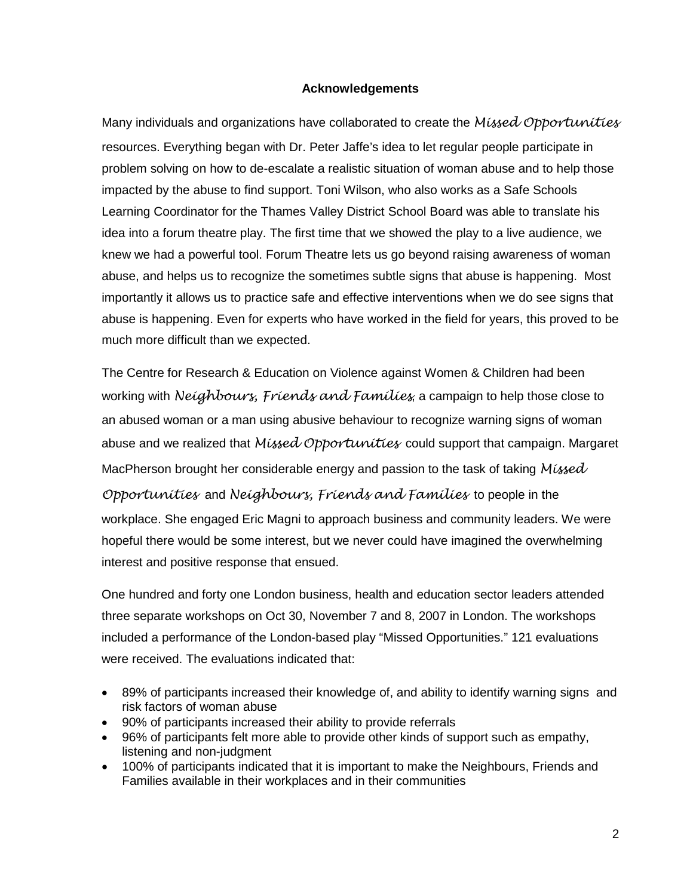## Acknowledgements

Many individuals and organizations have collaborated to create the *Missed Opportunities* resources. Everything began with Dr. Peter Jaffe's idea to let regular people participate in problem solving on how to de-escalate a realistic situation of woman abuse and to help those impacted by the abuse to find support. Toni Wilson, who also works as a Safe Schools Learning Coordinator for the Thames Valley District School Board was able to translate his idea into a forum theatre play. The first time that we showed the play to a live audience, we knew we had a powerful tool. Forum Theatre lets us go beyond raising awareness of woman abuse, and helps us to recognize the sometimes subtle signs that abuse is happening. Most importantly it allows us to practice safe and effective interventions when we do see signs that abuse is happening. Even for experts who have worked in the field for years, this proved to be much more difficult than we expected.

The Centre for Research & Education on Violence against Women & Children had been working with *Neighbours, Friends and Families*, a campaign to help those close to an abused woman or a man using abusive behaviour to recognize warning signs of woman abuse and we realized that *Missed Opportunities* could support that campaign. Margaret MacPherson brought her considerable energy and passion to the task of taking *Missed Opportunities* and *Neighbours, Friends and Families* to people in the workplace. She engaged Eric Magni to approach business and community leaders. We were hopeful there would be some interest, but we never could have imagined the overwhelming interest and positive response that ensued.

One hundred and forty one London business, health and education sector leaders attended three separate workshops on Oct 30, November 7 and 8, 2007 in London. The workshops included a performance of the London-based play "Missed Opportunities." 121 evaluations were received. The evaluations indicated that:

- 89% of participants increased their knowledge of, and ability to identify warning signs and risk factors of woman abuse
- 90% of participants increased their ability to provide referrals
- 96% of participants felt more able to provide other kinds of support such as empathy, listening and non-judgment
- 100% of participants indicated that it is important to make the Neighbours, Friends and Families available in their workplaces and in their communities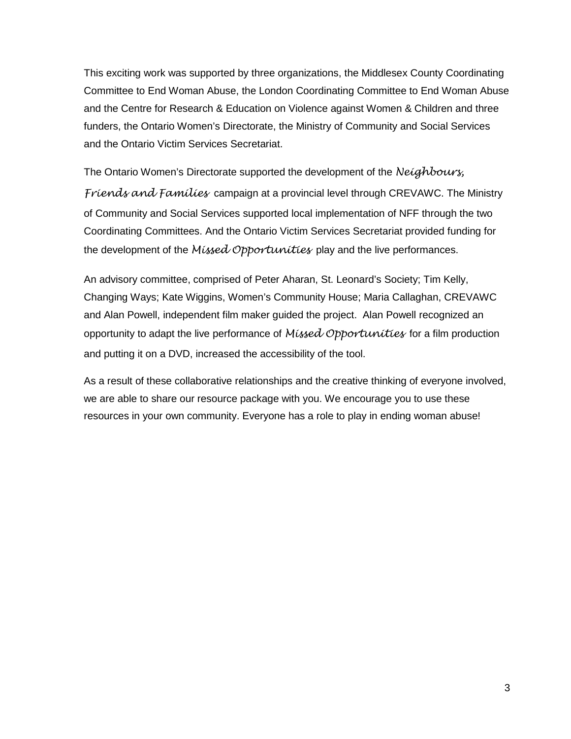This exciting work was supported by three organizations, the Middlesex County Coordinating Committee to End Woman Abuse, the London Coordinating Committee to End Woman Abuse and the Centre for Research & Education on Violence against Women & Children and three funders, the Ontario Women's Directorate, the Ministry of Community and Social Services and the Ontario Victim Services Secretariat.

The Ontario Women's Directorate supported the development of the *Neighbours, Friends and Families* campaign at a provincial level through CREVAWC. The Ministry of Community and Social Services supported local implementation of NFF through the two Coordinating Committees. And the Ontario Victim Services Secretariat provided funding for the development of the *Missed Opportunities* play and the live performances.

An advisory committee, comprised of Peter Aharan, St. Leonard's Society; Tim Kelly, Changing Ways; Kate Wiggins, Women's Community House; Maria Callaghan, CREVAWC and Alan Powell, independent film maker guided the project. Alan Powell recognized an opportunity to adapt the live performance of *Missed Opportunities* for a film production and putting it on a DVD, increased the accessibility of the tool.

As a result of these collaborative relationships and the creative thinking of everyone involved, we are able to share our resource package with you. We encourage you to use these resources in your own community. Everyone has a role to play in ending woman abuse!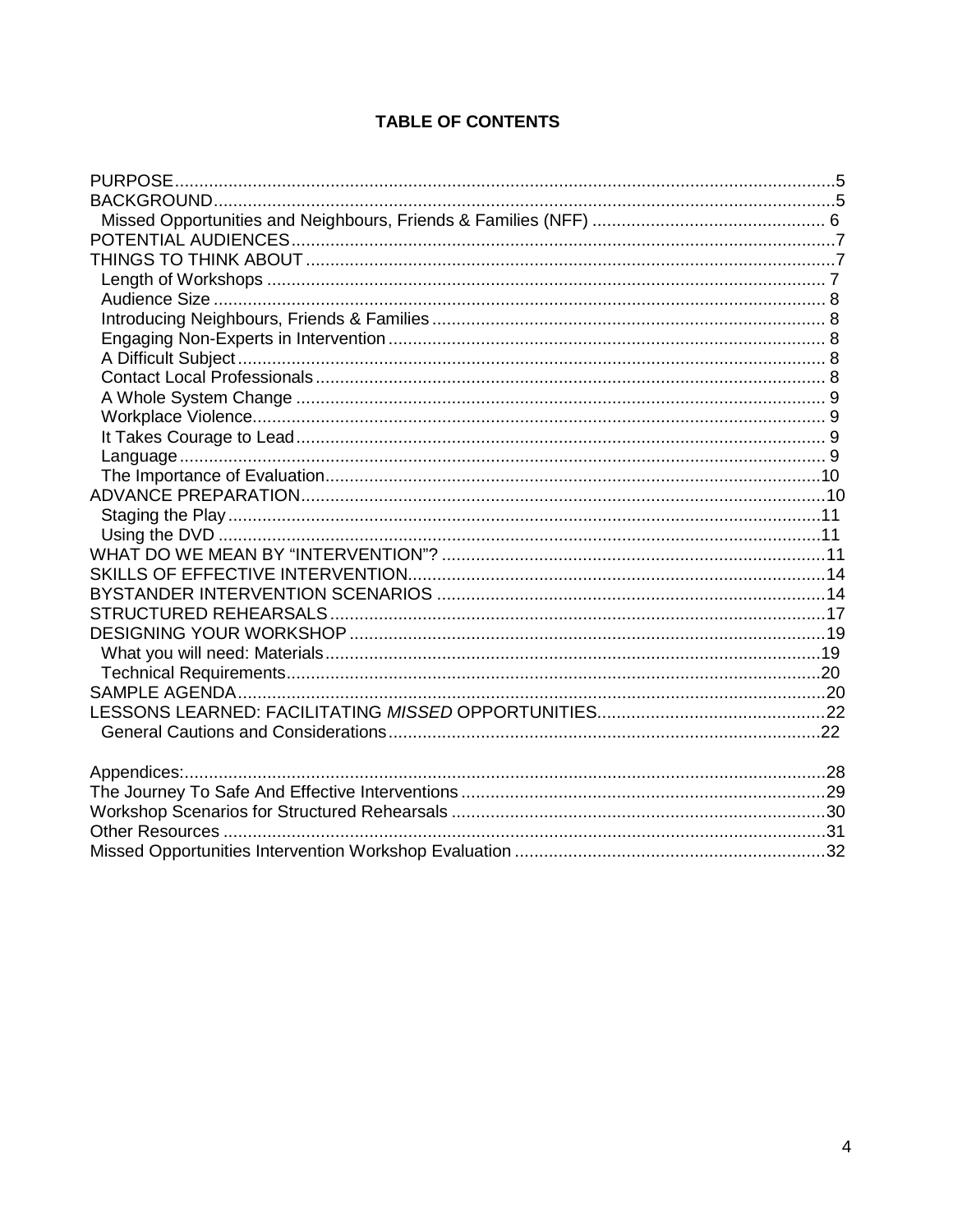**TABLE OF CONTENTS**

PURPOSE.......................................................................................................................................5
BACKGROUND................................................................................................................................5
  Missed Opportunities and Neighbours, Friends & Families (NFF) ................................................ 6
POTENTIAL AUDIENCES...............................................................................................................7
THINGS TO THINK ABOUT ............................................................................................................7
  Length of Workshops .................................................................................................................. 7
  Audience Size ............................................................................................................................. 8
  Introducing Neighbours, Friends & Families ................................................................................ 8
  Engaging Non-Experts in Intervention ......................................................................................... 8
  A Difficult Subject ........................................................................................................................ 8
  Contact Local Professionals ........................................................................................................ 8
  A Whole System Change ............................................................................................................ 9
  Workplace Violence..................................................................................................................... 9
  It Takes Courage to Lead ............................................................................................................ 9
  Language .................................................................................................................................... 9
  The Importance of Evaluation......................................................................................................10
ADVANCE PREPARATION...........................................................................................................10
  Staging the Play .........................................................................................................................11
  Using the DVD ............................................................................................................................11
WHAT DO WE MEAN BY "INTERVENTION"? ...............................................................................11
SKILLS OF EFFECTIVE INTERVENTION.....................................................................................14
BYSTANDER INTERVENTION SCENARIOS ................................................................................14
STRUCTURED REHEARSALS .....................................................................................................17
DESIGNING YOUR WORKSHOP .................................................................................................19
  What you will need: Materials.....................................................................................................19
  Technical Requirements.............................................................................................................20
SAMPLE AGENDA.........................................................................................................................20
LESSONS LEARNED: FACILITATING *MISSED* OPPORTUNITIES..............................................22
  General Cautions and Considerations........................................................................................22

Appendices:....................................................................................................................................28
The Journey To Safe And Effective Interventions ...........................................................................29
Workshop Scenarios for Structured Rehearsals .............................................................................30
Other Resources ............................................................................................................................31
Missed Opportunities Intervention Workshop Evaluation ................................................................32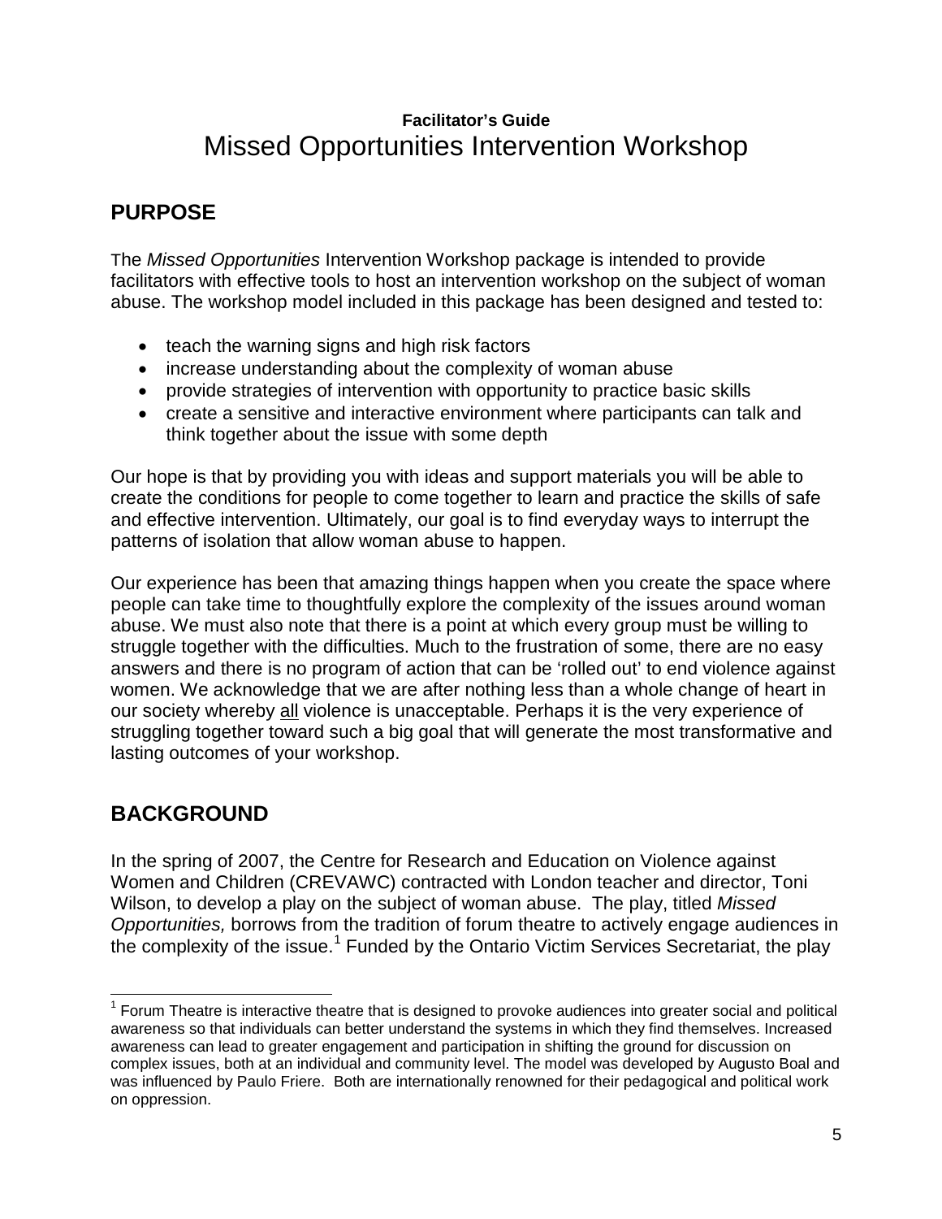**Facilitator's Guide**

# Missed Opportunities Intervention Workshop

## PURPOSE

The *Missed Opportunities* Intervention Workshop package is intended to provide facilitators with effective tools to host an intervention workshop on the subject of woman abuse. The workshop model included in this package has been designed and tested to:

- teach the warning signs and high risk factors
- increase understanding about the complexity of woman abuse
- provide strategies of intervention with opportunity to practice basic skills
- create a sensitive and interactive environment where participants can talk and think together about the issue with some depth

Our hope is that by providing you with ideas and support materials you will be able to create the conditions for people to come together to learn and practice the skills of safe and effective intervention. Ultimately, our goal is to find everyday ways to interrupt the patterns of isolation that allow woman abuse to happen.

Our experience has been that amazing things happen when you create the space where people can take time to thoughtfully explore the complexity of the issues around woman abuse. We must also note that there is a point at which every group must be willing to struggle together with the difficulties. Much to the frustration of some, there are no easy answers and there is no program of action that can be 'rolled out' to end violence against women. We acknowledge that we are after nothing less than a whole change of heart in our society whereby <u>all</u> violence is unacceptable. Perhaps it is the very experience of struggling together toward such a big goal that will generate the most transformative and lasting outcomes of your workshop.

## BACKGROUND

In the spring of 2007, the Centre for Research and Education on Violence against Women and Children (CREVAWC) contracted with London teacher and director, Toni Wilson, to develop a play on the subject of woman abuse. The play, titled *Missed Opportunities,* borrows from the tradition of forum theatre to actively engage audiences in the complexity of the issue.[1] Funded by the Ontario Victim Services Secretariat, the play

[1] Forum Theatre is interactive theatre that is designed to provoke audiences into greater social and political awareness so that individuals can better understand the systems in which they find themselves. Increased awareness can lead to greater engagement and participation in shifting the ground for discussion on complex issues, both at an individual and community level. The model was developed by Augusto Boal and was influenced by Paulo Friere. Both are internationally renowned for their pedagogical and political work on oppression.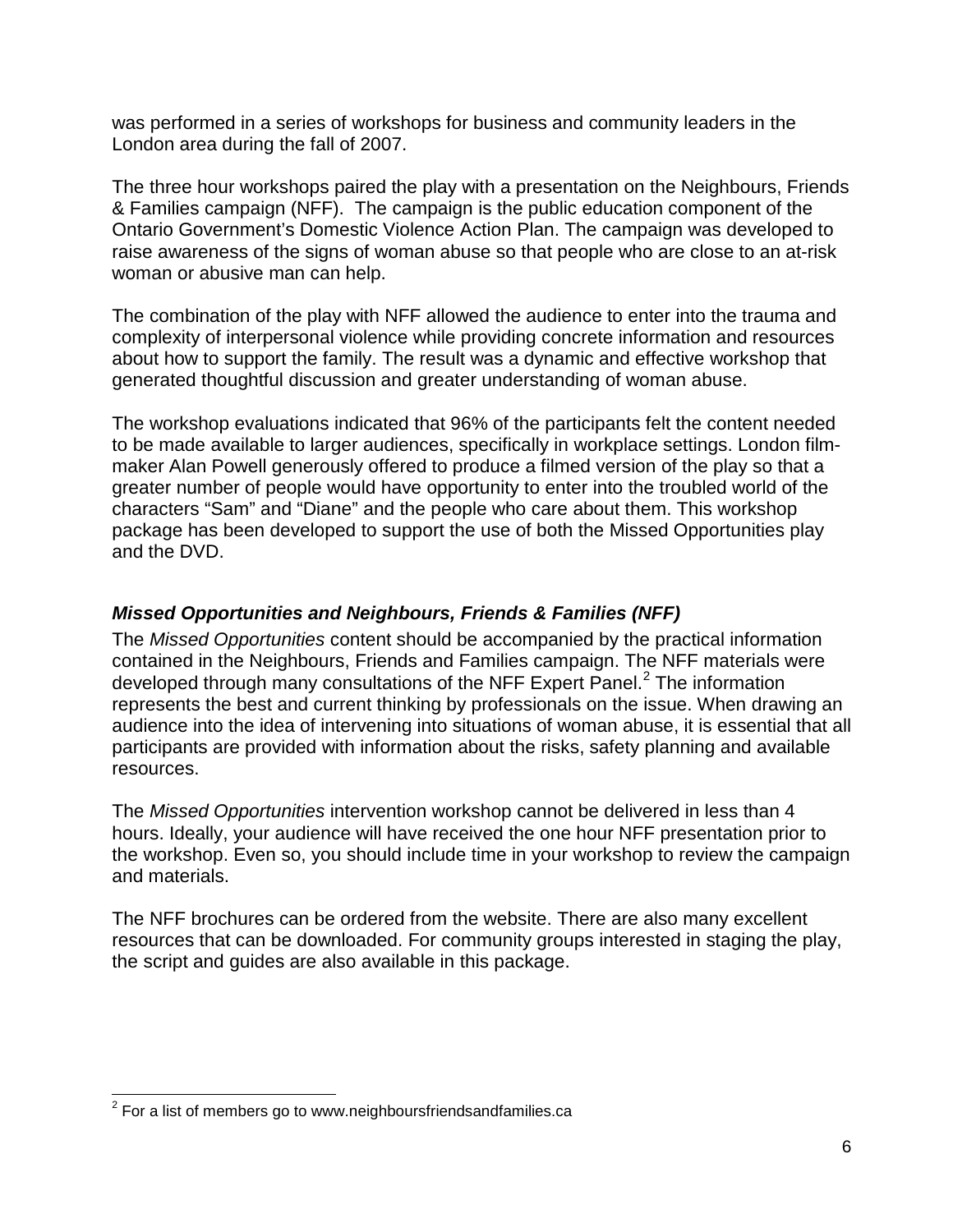was performed in a series of workshops for business and community leaders in the London area during the fall of 2007.

The three hour workshops paired the play with a presentation on the Neighbours, Friends & Families campaign (NFF). The campaign is the public education component of the Ontario Government's Domestic Violence Action Plan. The campaign was developed to raise awareness of the signs of woman abuse so that people who are close to an at-risk woman or abusive man can help.

The combination of the play with NFF allowed the audience to enter into the trauma and complexity of interpersonal violence while providing concrete information and resources about how to support the family. The result was a dynamic and effective workshop that generated thoughtful discussion and greater understanding of woman abuse.

The workshop evaluations indicated that 96% of the participants felt the content needed to be made available to larger audiences, specifically in workplace settings. London film-maker Alan Powell generously offered to produce a filmed version of the play so that a greater number of people would have opportunity to enter into the troubled world of the characters "Sam" and "Diane" and the people who care about them. This workshop package has been developed to support the use of both the Missed Opportunities play and the DVD.

### ***Missed Opportunities and Neighbours, Friends & Families (NFF)***

The *Missed Opportunities* content should be accompanied by the practical information contained in the Neighbours, Friends and Families campaign. The NFF materials were developed through many consultations of the NFF Expert Panel.[2] The information represents the best and current thinking by professionals on the issue. When drawing an audience into the idea of intervening into situations of woman abuse, it is essential that all participants are provided with information about the risks, safety planning and available resources.

The *Missed Opportunities* intervention workshop cannot be delivered in less than 4 hours. Ideally, your audience will have received the one hour NFF presentation prior to the workshop. Even so, you should include time in your workshop to review the campaign and materials.

The NFF brochures can be ordered from the website. There are also many excellent resources that can be downloaded. For community groups interested in staging the play, the script and guides are also available in this package.

---

[2] For a list of members go to www.neighboursfriendsandfamilies.ca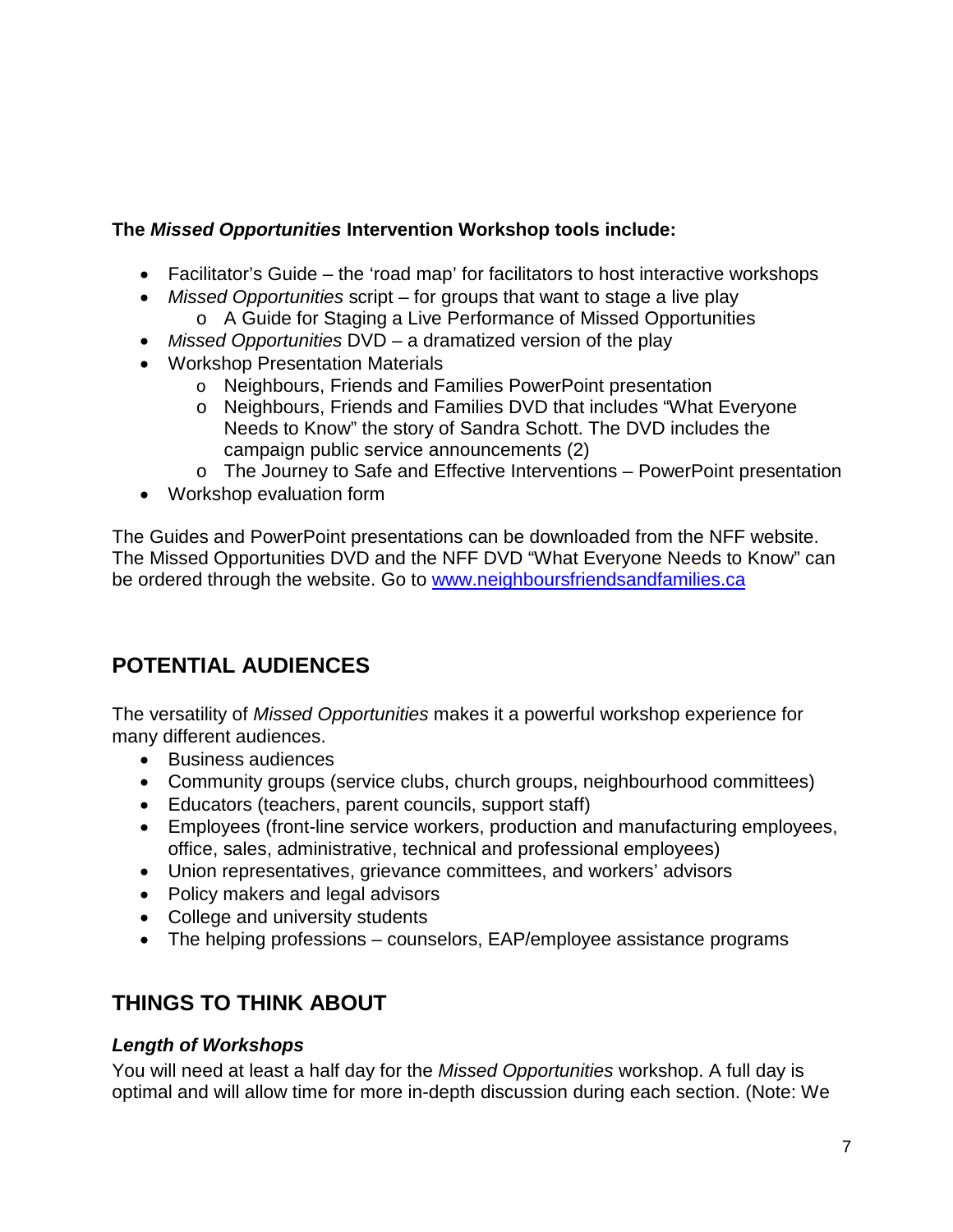**The *Missed Opportunities* Intervention Workshop tools include:**

- Facilitator's Guide – the 'road map' for facilitators to host interactive workshops
- *Missed Opportunities* script – for groups that want to stage a live play
    - A Guide for Staging a Live Performance of Missed Opportunities
- *Missed Opportunities* DVD – a dramatized version of the play
- Workshop Presentation Materials
    - Neighbours, Friends and Families PowerPoint presentation
    - Neighbours, Friends and Families DVD that includes "What Everyone Needs to Know" the story of Sandra Schott. The DVD includes the campaign public service announcements (2)
    - The Journey to Safe and Effective Interventions – PowerPoint presentation
- Workshop evaluation form

The Guides and PowerPoint presentations can be downloaded from the NFF website. The Missed Opportunities DVD and the NFF DVD "What Everyone Needs to Know" can be ordered through the website. Go to [www.neighboursfriendsandfamilies.ca](http://www.neighboursfriendsandfamilies.ca)

## POTENTIAL AUDIENCES

The versatility of *Missed Opportunities* makes it a powerful workshop experience for many different audiences.

- Business audiences
- Community groups (service clubs, church groups, neighbourhood committees)
- Educators (teachers, parent councils, support staff)
- Employees (front-line service workers, production and manufacturing employees, office, sales, administrative, technical and professional employees)
- Union representatives, grievance committees, and workers' advisors
- Policy makers and legal advisors
- College and university students
- The helping professions – counselors, EAP/employee assistance programs

## THINGS TO THINK ABOUT

### *Length of Workshops*

You will need at least a half day for the *Missed Opportunities* workshop. A full day is optimal and will allow time for more in-depth discussion during each section. (Note: We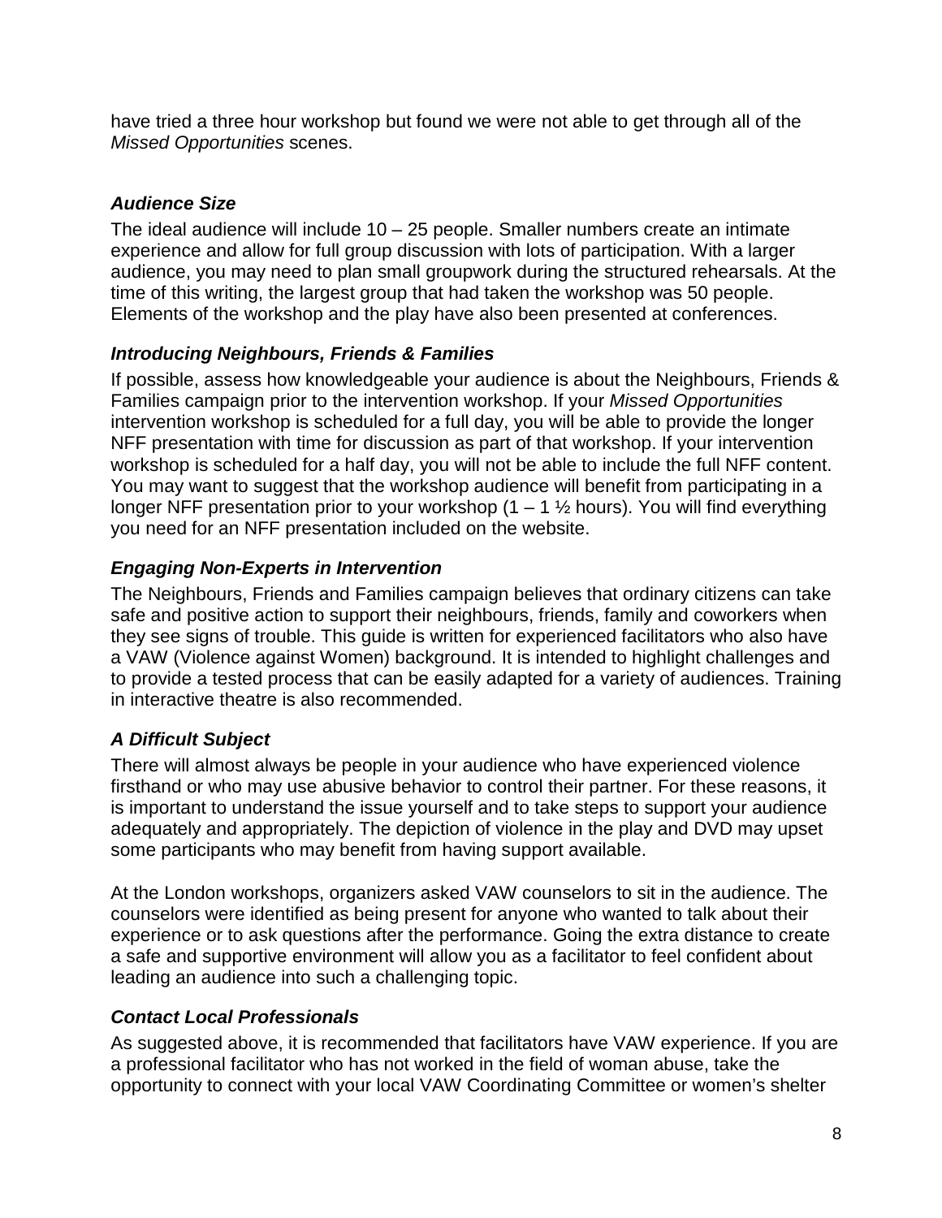have tried a three hour workshop but found we were not able to get through all of the *Missed Opportunities* scenes.

### *Audience Size*

The ideal audience will include 10 – 25 people. Smaller numbers create an intimate experience and allow for full group discussion with lots of participation. With a larger audience, you may need to plan small groupwork during the structured rehearsals. At the time of this writing, the largest group that had taken the workshop was 50 people. Elements of the workshop and the play have also been presented at conferences.

### *Introducing Neighbours, Friends & Families*

If possible, assess how knowledgeable your audience is about the Neighbours, Friends & Families campaign prior to the intervention workshop. If your *Missed Opportunities* intervention workshop is scheduled for a full day, you will be able to provide the longer NFF presentation with time for discussion as part of that workshop. If your intervention workshop is scheduled for a half day, you will not be able to include the full NFF content. You may want to suggest that the workshop audience will benefit from participating in a longer NFF presentation prior to your workshop (1 – 1 ½ hours). You will find everything you need for an NFF presentation included on the website.

### *Engaging Non-Experts in Intervention*

The Neighbours, Friends and Families campaign believes that ordinary citizens can take safe and positive action to support their neighbours, friends, family and coworkers when they see signs of trouble. This guide is written for experienced facilitators who also have a VAW (Violence against Women) background. It is intended to highlight challenges and to provide a tested process that can be easily adapted for a variety of audiences. Training in interactive theatre is also recommended.

### *A Difficult Subject*

There will almost always be people in your audience who have experienced violence firsthand or who may use abusive behavior to control their partner. For these reasons, it is important to understand the issue yourself and to take steps to support your audience adequately and appropriately. The depiction of violence in the play and DVD may upset some participants who may benefit from having support available.

At the London workshops, organizers asked VAW counselors to sit in the audience. The counselors were identified as being present for anyone who wanted to talk about their experience or to ask questions after the performance. Going the extra distance to create a safe and supportive environment will allow you as a facilitator to feel confident about leading an audience into such a challenging topic.

### *Contact Local Professionals*

As suggested above, it is recommended that facilitators have VAW experience. If you are a professional facilitator who has not worked in the field of woman abuse, take the opportunity to connect with your local VAW Coordinating Committee or women's shelter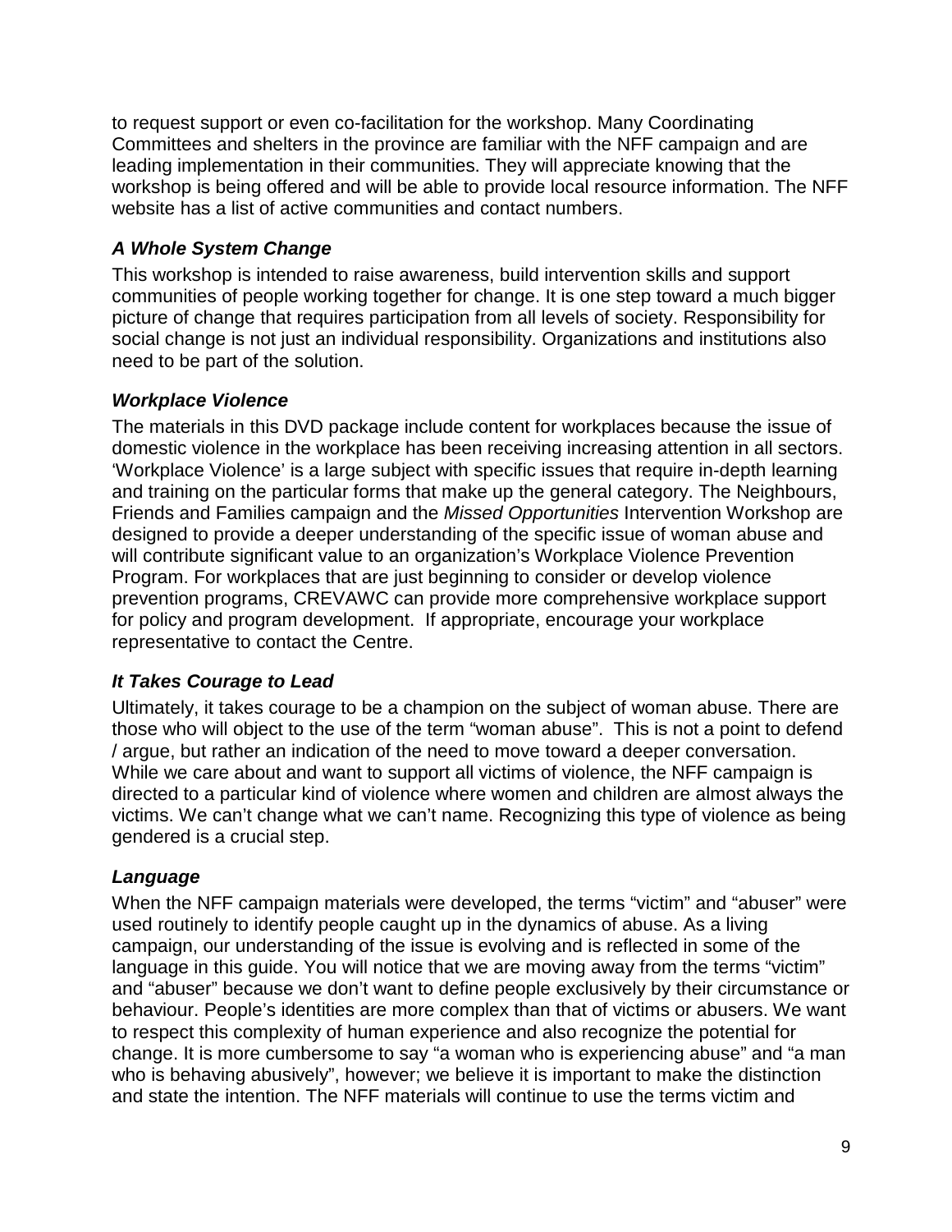to request support or even co-facilitation for the workshop. Many Coordinating Committees and shelters in the province are familiar with the NFF campaign and are leading implementation in their communities. They will appreciate knowing that the workshop is being offered and will be able to provide local resource information. The NFF website has a list of active communities and contact numbers.

### *A Whole System Change*

This workshop is intended to raise awareness, build intervention skills and support communities of people working together for change. It is one step toward a much bigger picture of change that requires participation from all levels of society. Responsibility for social change is not just an individual responsibility. Organizations and institutions also need to be part of the solution.

### *Workplace Violence*

The materials in this DVD package include content for workplaces because the issue of domestic violence in the workplace has been receiving increasing attention in all sectors. 'Workplace Violence' is a large subject with specific issues that require in-depth learning and training on the particular forms that make up the general category. The Neighbours, Friends and Families campaign and the *Missed Opportunities* Intervention Workshop are designed to provide a deeper understanding of the specific issue of woman abuse and will contribute significant value to an organization's Workplace Violence Prevention Program. For workplaces that are just beginning to consider or develop violence prevention programs, CREVAWC can provide more comprehensive workplace support for policy and program development. If appropriate, encourage your workplace representative to contact the Centre.

### *It Takes Courage to Lead*

Ultimately, it takes courage to be a champion on the subject of woman abuse. There are those who will object to the use of the term "woman abuse". This is not a point to defend / argue, but rather an indication of the need to move toward a deeper conversation. While we care about and want to support all victims of violence, the NFF campaign is directed to a particular kind of violence where women and children are almost always the victims. We can't change what we can't name. Recognizing this type of violence as being gendered is a crucial step.

### *Language*

When the NFF campaign materials were developed, the terms "victim" and "abuser" were used routinely to identify people caught up in the dynamics of abuse. As a living campaign, our understanding of the issue is evolving and is reflected in some of the language in this guide. You will notice that we are moving away from the terms "victim" and "abuser" because we don't want to define people exclusively by their circumstance or behaviour. People's identities are more complex than that of victims or abusers. We want to respect this complexity of human experience and also recognize the potential for change. It is more cumbersome to say "a woman who is experiencing abuse" and "a man who is behaving abusively", however; we believe it is important to make the distinction and state the intention. The NFF materials will continue to use the terms victim and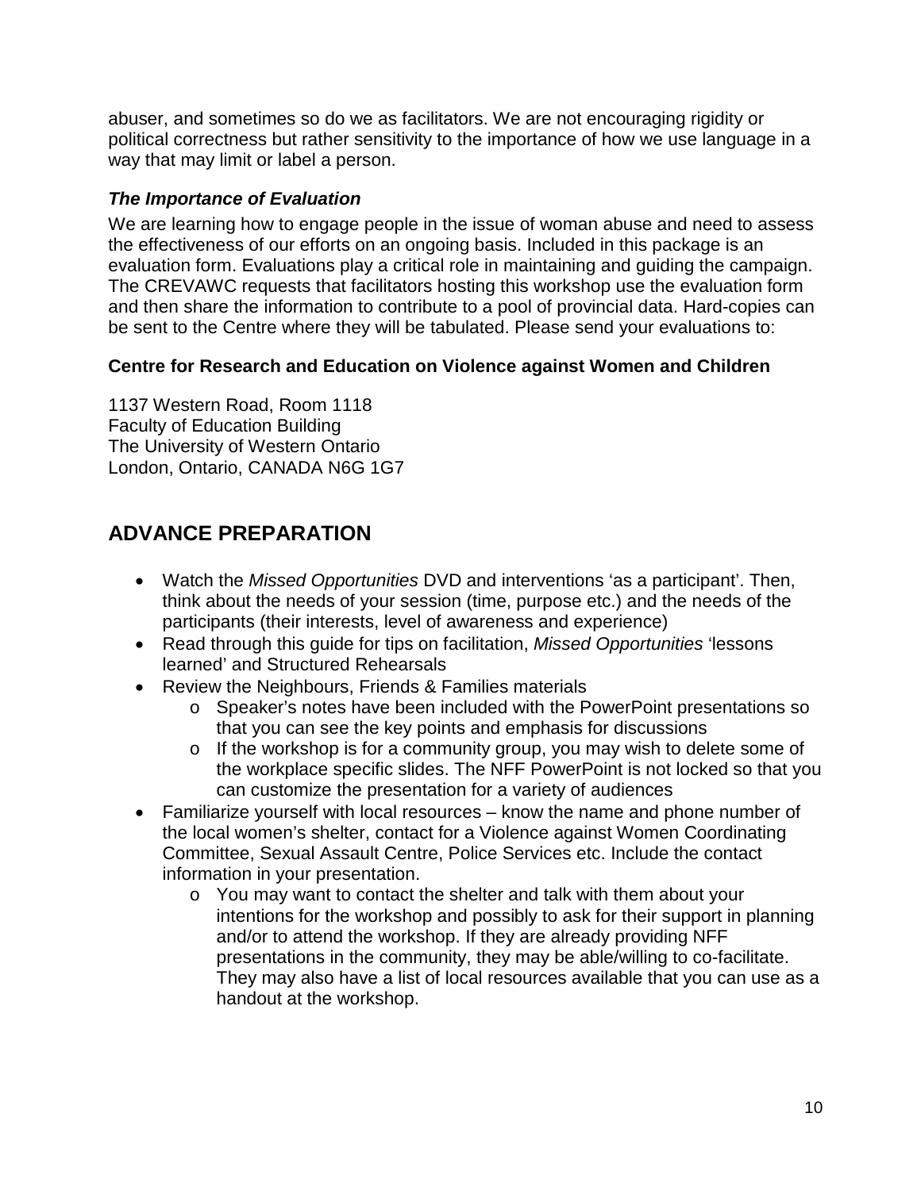abuser, and sometimes so do we as facilitators. We are not encouraging rigidity or political correctness but rather sensitivity to the importance of how we use language in a way that may limit or label a person.

### *The Importance of Evaluation*

We are learning how to engage people in the issue of woman abuse and need to assess the effectiveness of our efforts on an ongoing basis. Included in this package is an evaluation form. Evaluations play a critical role in maintaining and guiding the campaign. The CREVAWC requests that facilitators hosting this workshop use the evaluation form and then share the information to contribute to a pool of provincial data. Hard-copies can be sent to the Centre where they will be tabulated. Please send your evaluations to:

**Centre for Research and Education on Violence against Women and Children**

1137 Western Road, Room 1118
Faculty of Education Building
The University of Western Ontario
London, Ontario, CANADA N6G 1G7

## ADVANCE PREPARATION

- Watch the *Missed Opportunities* DVD and interventions 'as a participant'. Then, think about the needs of your session (time, purpose etc.) and the needs of the participants (their interests, level of awareness and experience)
- Read through this guide for tips on facilitation, *Missed Opportunities* 'lessons learned' and Structured Rehearsals
- Review the Neighbours, Friends & Families materials
  - Speaker's notes have been included with the PowerPoint presentations so that you can see the key points and emphasis for discussions
  - If the workshop is for a community group, you may wish to delete some of the workplace specific slides. The NFF PowerPoint is not locked so that you can customize the presentation for a variety of audiences
- Familiarize yourself with local resources – know the name and phone number of the local women's shelter, contact for a Violence against Women Coordinating Committee, Sexual Assault Centre, Police Services etc. Include the contact information in your presentation.
  - You may want to contact the shelter and talk with them about your intentions for the workshop and possibly to ask for their support in planning and/or to attend the workshop. If they are already providing NFF presentations in the community, they may be able/willing to co-facilitate. They may also have a list of local resources available that you can use as a handout at the workshop.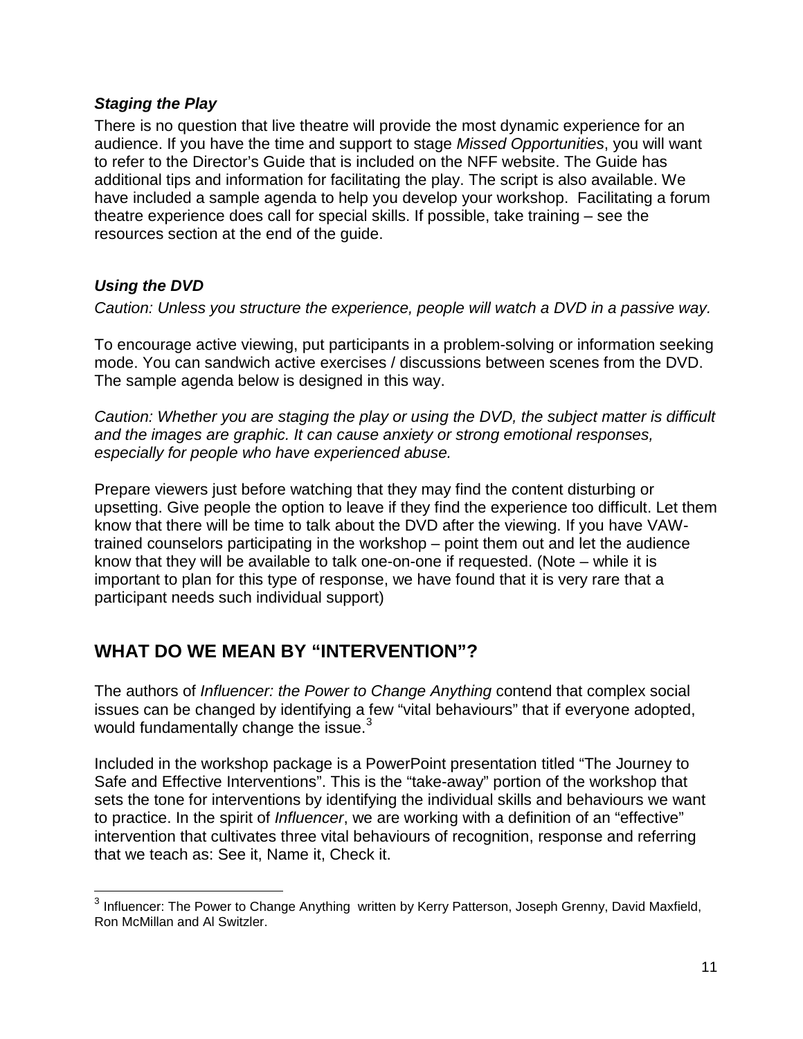### *Staging the Play*

There is no question that live theatre will provide the most dynamic experience for an audience. If you have the time and support to stage *Missed Opportunities*, you will want to refer to the Director's Guide that is included on the NFF website. The Guide has additional tips and information for facilitating the play. The script is also available. We have included a sample agenda to help you develop your workshop. Facilitating a forum theatre experience does call for special skills. If possible, take training – see the resources section at the end of the guide.

### *Using the DVD*

*Caution: Unless you structure the experience, people will watch a DVD in a passive way.*

To encourage active viewing, put participants in a problem-solving or information seeking mode. You can sandwich active exercises / discussions between scenes from the DVD. The sample agenda below is designed in this way.

*Caution: Whether you are staging the play or using the DVD, the subject matter is difficult and the images are graphic. It can cause anxiety or strong emotional responses, especially for people who have experienced abuse.*

Prepare viewers just before watching that they may find the content disturbing or upsetting. Give people the option to leave if they find the experience too difficult. Let them know that there will be time to talk about the DVD after the viewing. If you have VAW-trained counselors participating in the workshop – point them out and let the audience know that they will be available to talk one-on-one if requested. (Note – while it is important to plan for this type of response, we have found that it is very rare that a participant needs such individual support)

## WHAT DO WE MEAN BY "INTERVENTION"?

The authors of *Influencer: the Power to Change Anything* contend that complex social issues can be changed by identifying a few "vital behaviours" that if everyone adopted, would fundamentally change the issue.[3]

Included in the workshop package is a PowerPoint presentation titled "The Journey to Safe and Effective Interventions". This is the "take-away" portion of the workshop that sets the tone for interventions by identifying the individual skills and behaviours we want to practice. In the spirit of *Influencer*, we are working with a definition of an "effective" intervention that cultivates three vital behaviours of recognition, response and referring that we teach as: See it, Name it, Check it.

---

[3] Influencer: The Power to Change Anything written by Kerry Patterson, Joseph Grenny, David Maxfield, Ron McMillan and Al Switzler.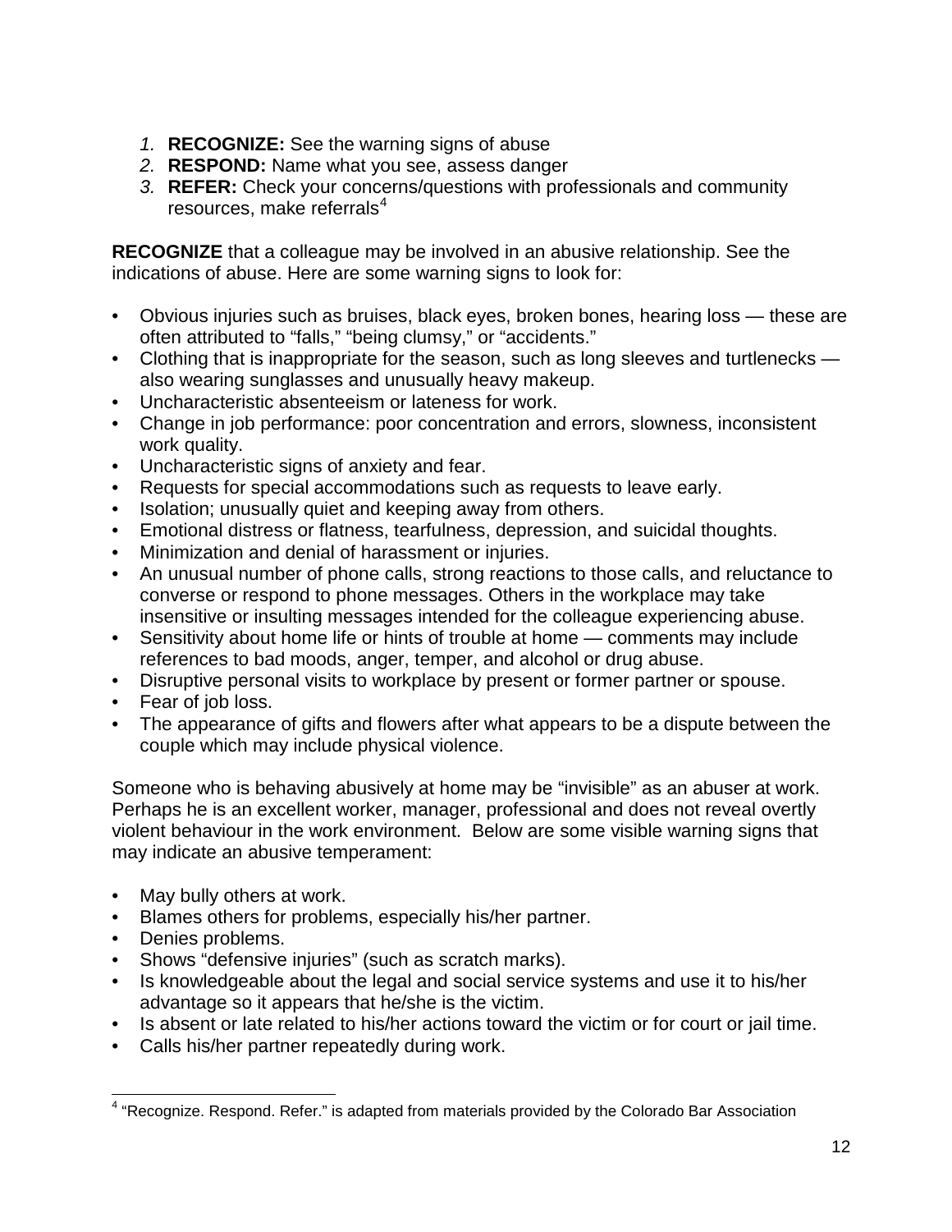1. **RECOGNIZE:** See the warning signs of abuse
2. **RESPOND:** Name what you see, assess danger
3. **REFER:** Check your concerns/questions with professionals and community resources, make referrals[4]

**RECOGNIZE** that a colleague may be involved in an abusive relationship. See the indications of abuse. Here are some warning signs to look for:

- Obvious injuries such as bruises, black eyes, broken bones, hearing loss — these are often attributed to "falls," "being clumsy," or "accidents."
- Clothing that is inappropriate for the season, such as long sleeves and turtlenecks — also wearing sunglasses and unusually heavy makeup.
- Uncharacteristic absenteeism or lateness for work.
- Change in job performance: poor concentration and errors, slowness, inconsistent work quality.
- Uncharacteristic signs of anxiety and fear.
- Requests for special accommodations such as requests to leave early.
- Isolation; unusually quiet and keeping away from others.
- Emotional distress or flatness, tearfulness, depression, and suicidal thoughts.
- Minimization and denial of harassment or injuries.
- An unusual number of phone calls, strong reactions to those calls, and reluctance to converse or respond to phone messages. Others in the workplace may take insensitive or insulting messages intended for the colleague experiencing abuse.
- Sensitivity about home life or hints of trouble at home — comments may include references to bad moods, anger, temper, and alcohol or drug abuse.
- Disruptive personal visits to workplace by present or former partner or spouse.
- Fear of job loss.
- The appearance of gifts and flowers after what appears to be a dispute between the couple which may include physical violence.

Someone who is behaving abusively at home may be "invisible" as an abuser at work. Perhaps he is an excellent worker, manager, professional and does not reveal overtly violent behaviour in the work environment. Below are some visible warning signs that may indicate an abusive temperament:

- May bully others at work.
- Blames others for problems, especially his/her partner.
- Denies problems.
- Shows "defensive injuries" (such as scratch marks).
- Is knowledgeable about the legal and social service systems and use it to his/her advantage so it appears that he/she is the victim.
- Is absent or late related to his/her actions toward the victim or for court or jail time.
- Calls his/her partner repeatedly during work.

[4] "Recognize. Respond. Refer." is adapted from materials provided by the Colorado Bar Association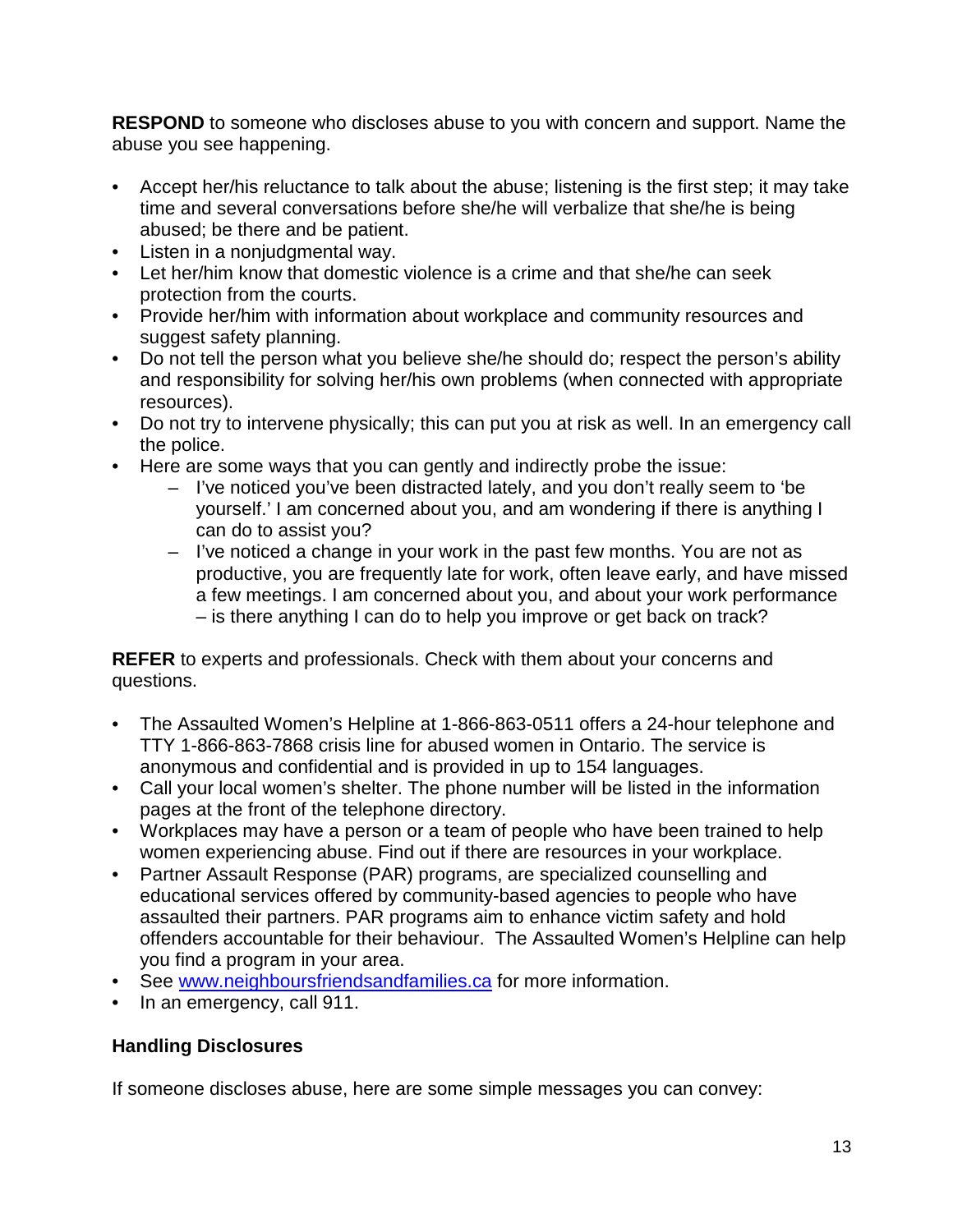**RESPOND** to someone who discloses abuse to you with concern and support. Name the abuse you see happening.

- Accept her/his reluctance to talk about the abuse; listening is the first step; it may take time and several conversations before she/he will verbalize that she/he is being abused; be there and be patient.
- Listen in a nonjudgmental way.
- Let her/him know that domestic violence is a crime and that she/he can seek protection from the courts.
- Provide her/him with information about workplace and community resources and suggest safety planning.
- Do not tell the person what you believe she/he should do; respect the person's ability and responsibility for solving her/his own problems (when connected with appropriate resources).
- Do not try to intervene physically; this can put you at risk as well. In an emergency call the police.
- Here are some ways that you can gently and indirectly probe the issue:
  - I've noticed you've been distracted lately, and you don't really seem to 'be yourself.' I am concerned about you, and am wondering if there is anything I can do to assist you?
  - I've noticed a change in your work in the past few months. You are not as productive, you are frequently late for work, often leave early, and have missed a few meetings. I am concerned about you, and about your work performance – is there anything I can do to help you improve or get back on track?

**REFER** to experts and professionals. Check with them about your concerns and questions.

- The Assaulted Women's Helpline at 1-866-863-0511 offers a 24-hour telephone and TTY 1-866-863-7868 crisis line for abused women in Ontario. The service is anonymous and confidential and is provided in up to 154 languages.
- Call your local women's shelter. The phone number will be listed in the information pages at the front of the telephone directory.
- Workplaces may have a person or a team of people who have been trained to help women experiencing abuse. Find out if there are resources in your workplace.
- Partner Assault Response (PAR) programs, are specialized counselling and educational services offered by community-based agencies to people who have assaulted their partners. PAR programs aim to enhance victim safety and hold offenders accountable for their behaviour. The Assaulted Women's Helpline can help you find a program in your area.
- See [www.neighboursfriendsandfamilies.ca](http://www.neighboursfriendsandfamilies.ca) for more information.
- In an emergency, call 911.

### Handling Disclosures

If someone discloses abuse, here are some simple messages you can convey: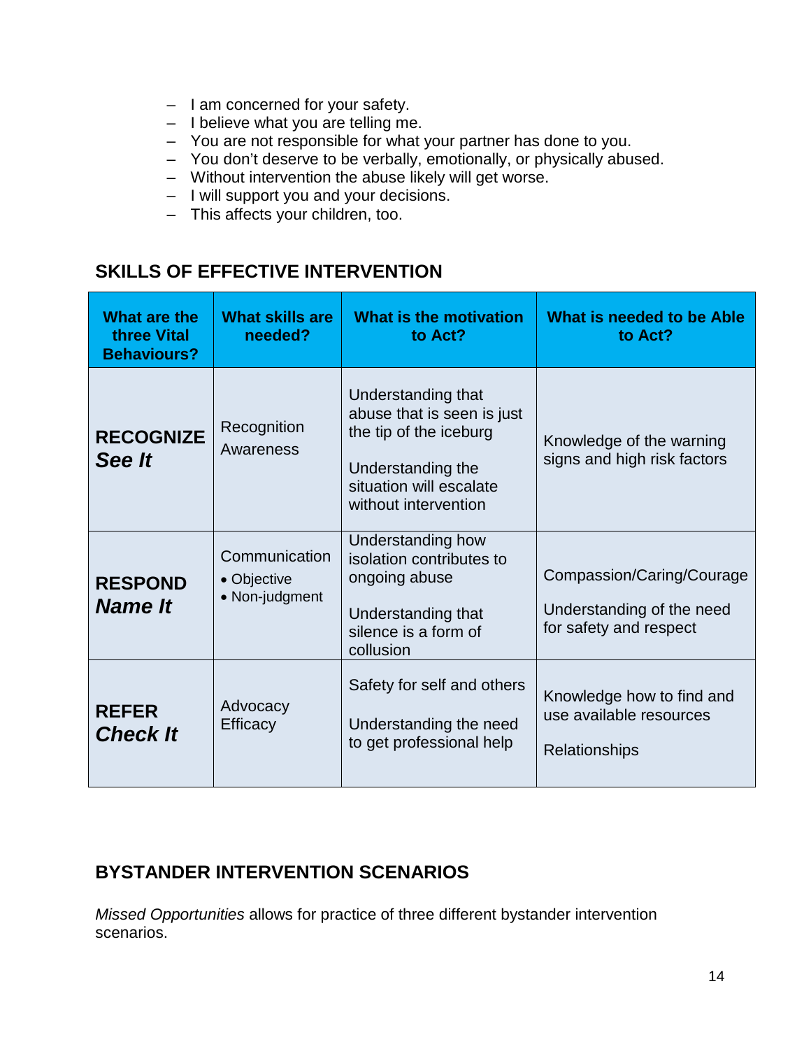- I am concerned for your safety.
- I believe what you are telling me.
- You are not responsible for what your partner has done to you.
- You don't deserve to be verbally, emotionally, or physically abused.
- Without intervention the abuse likely will get worse.
- I will support you and your decisions.
- This affects your children, too.

## SKILLS OF EFFECTIVE INTERVENTION

| What are the three Vital Behaviours? | What skills are needed? | What is the motivation to Act? | What is needed to be Able to Act? |
|---|---|---|---|
| **RECOGNIZE** ***See It*** | Recognition<br>Awareness | Understanding that abuse that is seen is just the tip of the iceburg<br><br>Understanding the situation will escalate without intervention | Knowledge of the warning signs and high risk factors |
| **RESPOND** ***Name It*** | Communication<br>• Objective<br>• Non-judgment | Understanding how isolation contributes to ongoing abuse<br><br>Understanding that silence is a form of collusion | Compassion/Caring/Courage<br><br>Understanding of the need for safety and respect |
| **REFER** ***Check It*** | Advocacy<br>Efficacy | Safety for self and others<br><br>Understanding the need to get professional help | Knowledge how to find and use available resources<br><br>Relationships |

## BYSTANDER INTERVENTION SCENARIOS

*Missed Opportunities* allows for practice of three different bystander intervention scenarios.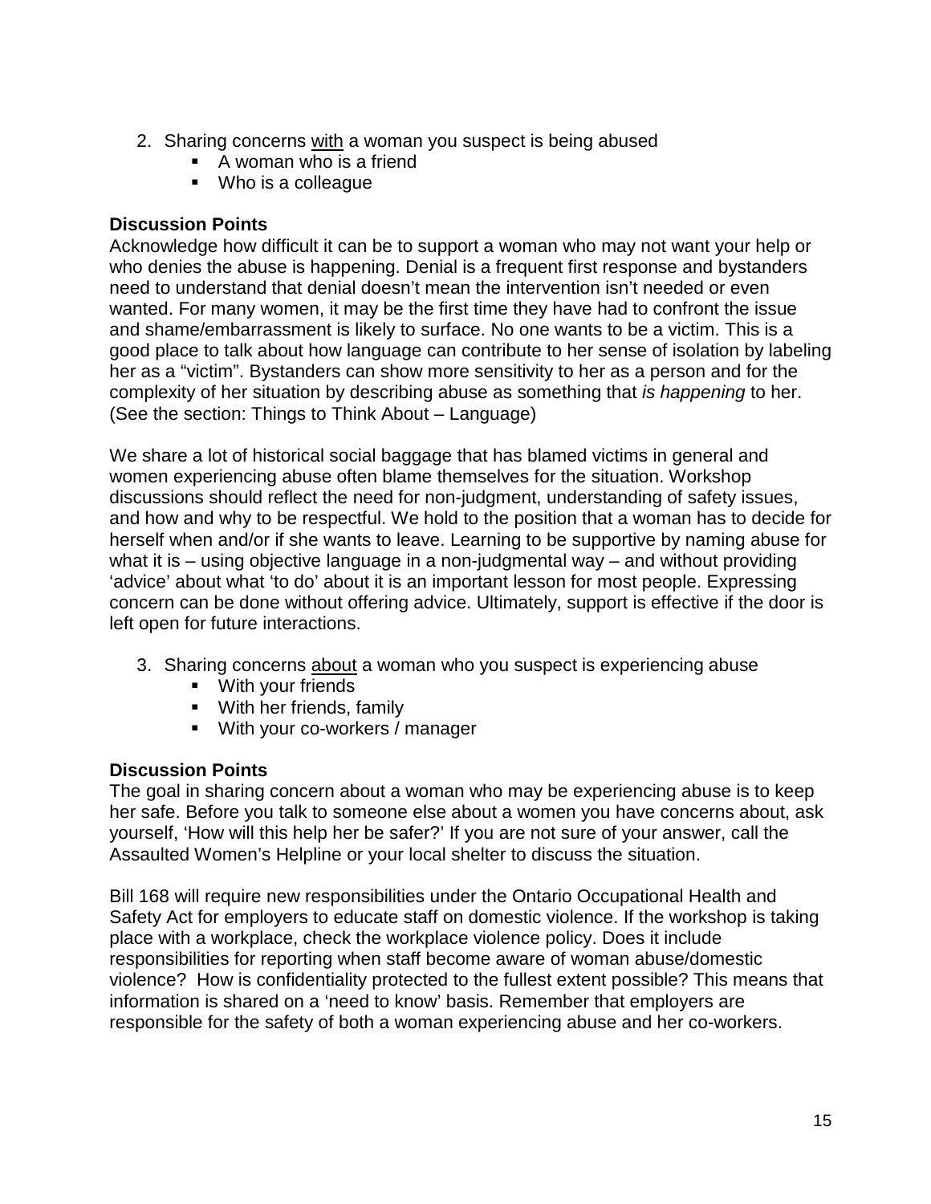2. Sharing concerns <u>with</u> a woman you suspect is being abused
   - A woman who is a friend
   - Who is a colleague

**Discussion Points**

Acknowledge how difficult it can be to support a woman who may not want your help or who denies the abuse is happening. Denial is a frequent first response and bystanders need to understand that denial doesn't mean the intervention isn't needed or even wanted. For many women, it may be the first time they have had to confront the issue and shame/embarrassment is likely to surface. No one wants to be a victim. This is a good place to talk about how language can contribute to her sense of isolation by labeling her as a "victim". Bystanders can show more sensitivity to her as a person and for the complexity of her situation by describing abuse as something that *is happening* to her. (See the section: Things to Think About – Language)

We share a lot of historical social baggage that has blamed victims in general and women experiencing abuse often blame themselves for the situation. Workshop discussions should reflect the need for non-judgment, understanding of safety issues, and how and why to be respectful. We hold to the position that a woman has to decide for herself when and/or if she wants to leave. Learning to be supportive by naming abuse for what it is – using objective language in a non-judgmental way – and without providing 'advice' about what 'to do' about it is an important lesson for most people. Expressing concern can be done without offering advice. Ultimately, support is effective if the door is left open for future interactions.

3. Sharing concerns <u>about</u> a woman who you suspect is experiencing abuse
   - With your friends
   - With her friends, family
   - With your co-workers / manager

**Discussion Points**

The goal in sharing concern about a woman who may be experiencing abuse is to keep her safe. Before you talk to someone else about a women you have concerns about, ask yourself, 'How will this help her be safer?' If you are not sure of your answer, call the Assaulted Women's Helpline or your local shelter to discuss the situation.

Bill 168 will require new responsibilities under the Ontario Occupational Health and Safety Act for employers to educate staff on domestic violence. If the workshop is taking place with a workplace, check the workplace violence policy. Does it include responsibilities for reporting when staff become aware of woman abuse/domestic violence? How is confidentiality protected to the fullest extent possible? This means that information is shared on a 'need to know' basis. Remember that employers are responsible for the safety of both a woman experiencing abuse and her co-workers.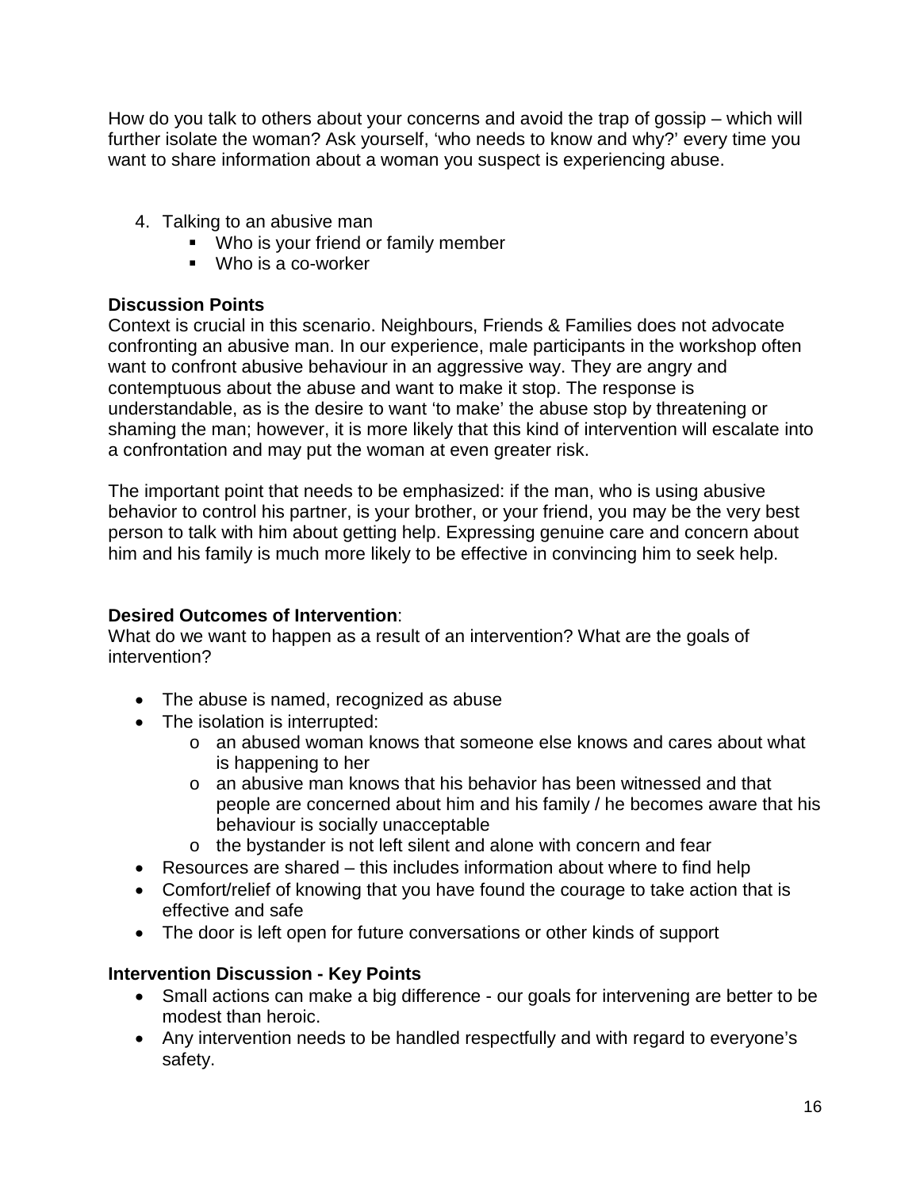How do you talk to others about your concerns and avoid the trap of gossip – which will further isolate the woman? Ask yourself, 'who needs to know and why?' every time you want to share information about a woman you suspect is experiencing abuse.

4. Talking to an abusive man
    - Who is your friend or family member
    - Who is a co-worker

**Discussion Points**
Context is crucial in this scenario. Neighbours, Friends & Families does not advocate confronting an abusive man. In our experience, male participants in the workshop often want to confront abusive behaviour in an aggressive way. They are angry and contemptuous about the abuse and want to make it stop. The response is understandable, as is the desire to want 'to make' the abuse stop by threatening or shaming the man; however, it is more likely that this kind of intervention will escalate into a confrontation and may put the woman at even greater risk.

The important point that needs to be emphasized: if the man, who is using abusive behavior to control his partner, is your brother, or your friend, you may be the very best person to talk with him about getting help. Expressing genuine care and concern about him and his family is much more likely to be effective in convincing him to seek help.

**Desired Outcomes of Intervention**:
What do we want to happen as a result of an intervention? What are the goals of intervention?

- The abuse is named, recognized as abuse
- The isolation is interrupted:
    - an abused woman knows that someone else knows and cares about what is happening to her
    - an abusive man knows that his behavior has been witnessed and that people are concerned about him and his family / he becomes aware that his behaviour is socially unacceptable
    - the bystander is not left silent and alone with concern and fear
- Resources are shared – this includes information about where to find help
- Comfort/relief of knowing that you have found the courage to take action that is effective and safe
- The door is left open for future conversations or other kinds of support

**Intervention Discussion - Key Points**

- Small actions can make a big difference - our goals for intervening are better to be modest than heroic.
- Any intervention needs to be handled respectfully and with regard to everyone's safety.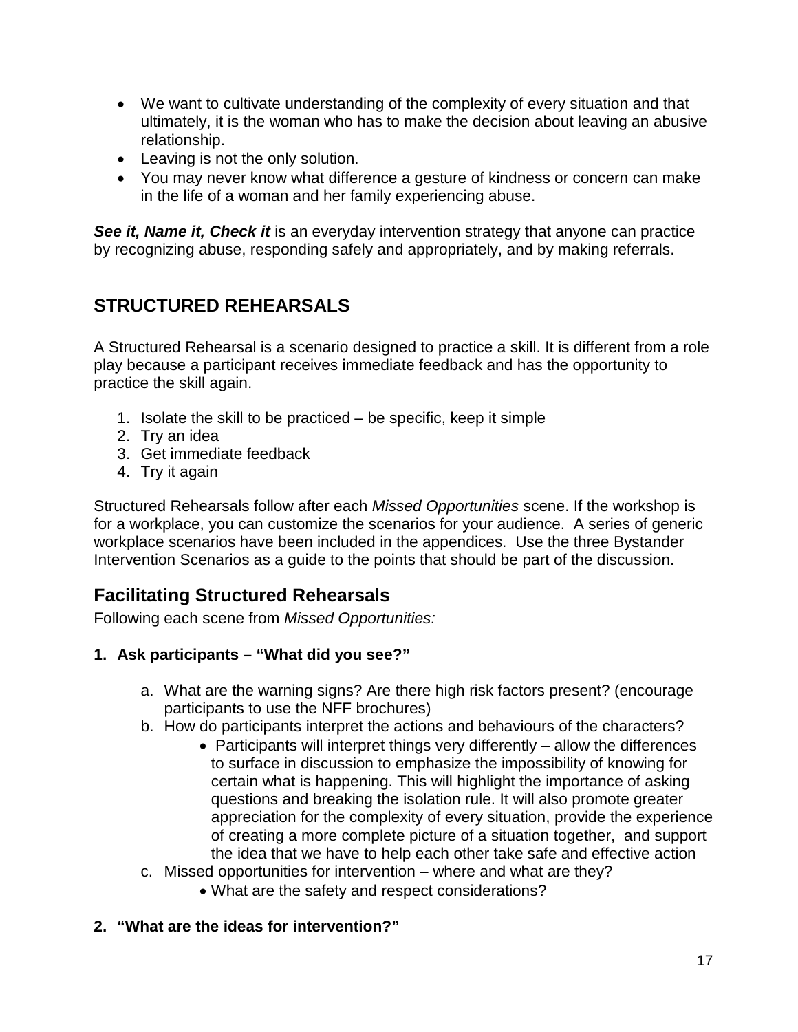- We want to cultivate understanding of the complexity of every situation and that ultimately, it is the woman who has to make the decision about leaving an abusive relationship.
- Leaving is not the only solution.
- You may never know what difference a gesture of kindness or concern can make in the life of a woman and her family experiencing abuse.

***See it, Name it, Check it*** is an everyday intervention strategy that anyone can practice by recognizing abuse, responding safely and appropriately, and by making referrals.

## STRUCTURED REHEARSALS

A Structured Rehearsal is a scenario designed to practice a skill. It is different from a role play because a participant receives immediate feedback and has the opportunity to practice the skill again.

1. Isolate the skill to be practiced – be specific, keep it simple
2. Try an idea
3. Get immediate feedback
4. Try it again

Structured Rehearsals follow after each *Missed Opportunities* scene. If the workshop is for a workplace, you can customize the scenarios for your audience. A series of generic workplace scenarios have been included in the appendices. Use the three Bystander Intervention Scenarios as a guide to the points that should be part of the discussion.

### Facilitating Structured Rehearsals

Following each scene from *Missed Opportunities:*

**1. Ask participants – "What did you see?"**

a. What are the warning signs? Are there high risk factors present? (encourage participants to use the NFF brochures)

b. How do participants interpret the actions and behaviours of the characters?
   - Participants will interpret things very differently – allow the differences to surface in discussion to emphasize the impossibility of knowing for certain what is happening. This will highlight the importance of asking questions and breaking the isolation rule. It will also promote greater appreciation for the complexity of every situation, provide the experience of creating a more complete picture of a situation together, and support the idea that we have to help each other take safe and effective action

c. Missed opportunities for intervention – where and what are they?
   - What are the safety and respect considerations?

**2. "What are the ideas for intervention?"**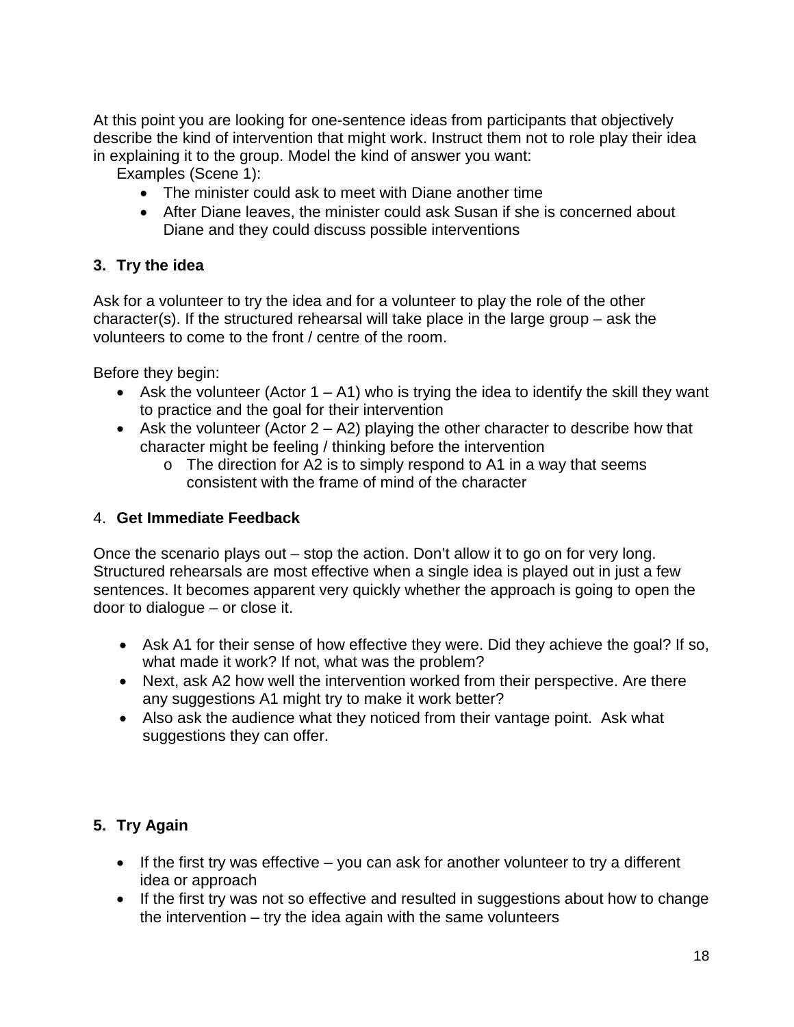At this point you are looking for one-sentence ideas from participants that objectively describe the kind of intervention that might work. Instruct them not to role play their idea in explaining it to the group. Model the kind of answer you want:

Examples (Scene 1):

- The minister could ask to meet with Diane another time
- After Diane leaves, the minister could ask Susan if she is concerned about Diane and they could discuss possible interventions

### 3. Try the idea

Ask for a volunteer to try the idea and for a volunteer to play the role of the other character(s). If the structured rehearsal will take place in the large group – ask the volunteers to come to the front / centre of the room.

Before they begin:

- Ask the volunteer (Actor 1 – A1) who is trying the idea to identify the skill they want to practice and the goal for their intervention
- Ask the volunteer (Actor 2 – A2) playing the other character to describe how that character might be feeling / thinking before the intervention
  - The direction for A2 is to simply respond to A1 in a way that seems consistent with the frame of mind of the character

### 4. Get Immediate Feedback

Once the scenario plays out – stop the action. Don't allow it to go on for very long. Structured rehearsals are most effective when a single idea is played out in just a few sentences. It becomes apparent very quickly whether the approach is going to open the door to dialogue – or close it.

- Ask A1 for their sense of how effective they were. Did they achieve the goal? If so, what made it work? If not, what was the problem?
- Next, ask A2 how well the intervention worked from their perspective. Are there any suggestions A1 might try to make it work better?
- Also ask the audience what they noticed from their vantage point. Ask what suggestions they can offer.

### 5. Try Again

- If the first try was effective – you can ask for another volunteer to try a different idea or approach
- If the first try was not so effective and resulted in suggestions about how to change the intervention – try the idea again with the same volunteers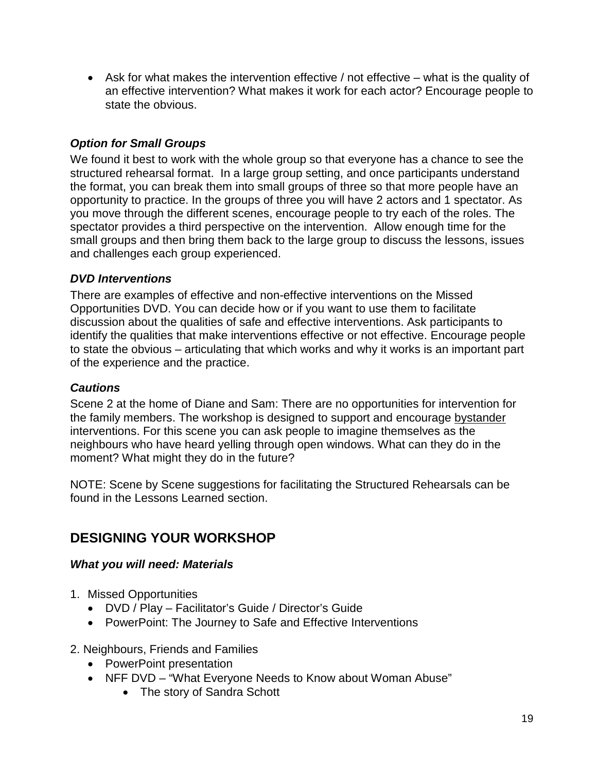- Ask for what makes the intervention effective / not effective – what is the quality of an effective intervention? What makes it work for each actor? Encourage people to state the obvious.

### *Option for Small Groups*

We found it best to work with the whole group so that everyone has a chance to see the structured rehearsal format. In a large group setting, and once participants understand the format, you can break them into small groups of three so that more people have an opportunity to practice. In the groups of three you will have 2 actors and 1 spectator. As you move through the different scenes, encourage people to try each of the roles. The spectator provides a third perspective on the intervention. Allow enough time for the small groups and then bring them back to the large group to discuss the lessons, issues and challenges each group experienced.

### *DVD Interventions*

There are examples of effective and non-effective interventions on the Missed Opportunities DVD. You can decide how or if you want to use them to facilitate discussion about the qualities of safe and effective interventions. Ask participants to identify the qualities that make interventions effective or not effective. Encourage people to state the obvious – articulating that which works and why it works is an important part of the experience and the practice.

### *Cautions*

Scene 2 at the home of Diane and Sam: There are no opportunities for intervention for the family members. The workshop is designed to support and encourage <u>bystander</u> interventions. For this scene you can ask people to imagine themselves as the neighbours who have heard yelling through open windows. What can they do in the moment? What might they do in the future?

NOTE: Scene by Scene suggestions for facilitating the Structured Rehearsals can be found in the Lessons Learned section.

## DESIGNING YOUR WORKSHOP

### *What you will need: Materials*

1. Missed Opportunities
   - DVD / Play – Facilitator's Guide / Director's Guide
   - PowerPoint: The Journey to Safe and Effective Interventions

2. Neighbours, Friends and Families
   - PowerPoint presentation
   - NFF DVD – "What Everyone Needs to Know about Woman Abuse"
     - The story of Sandra Schott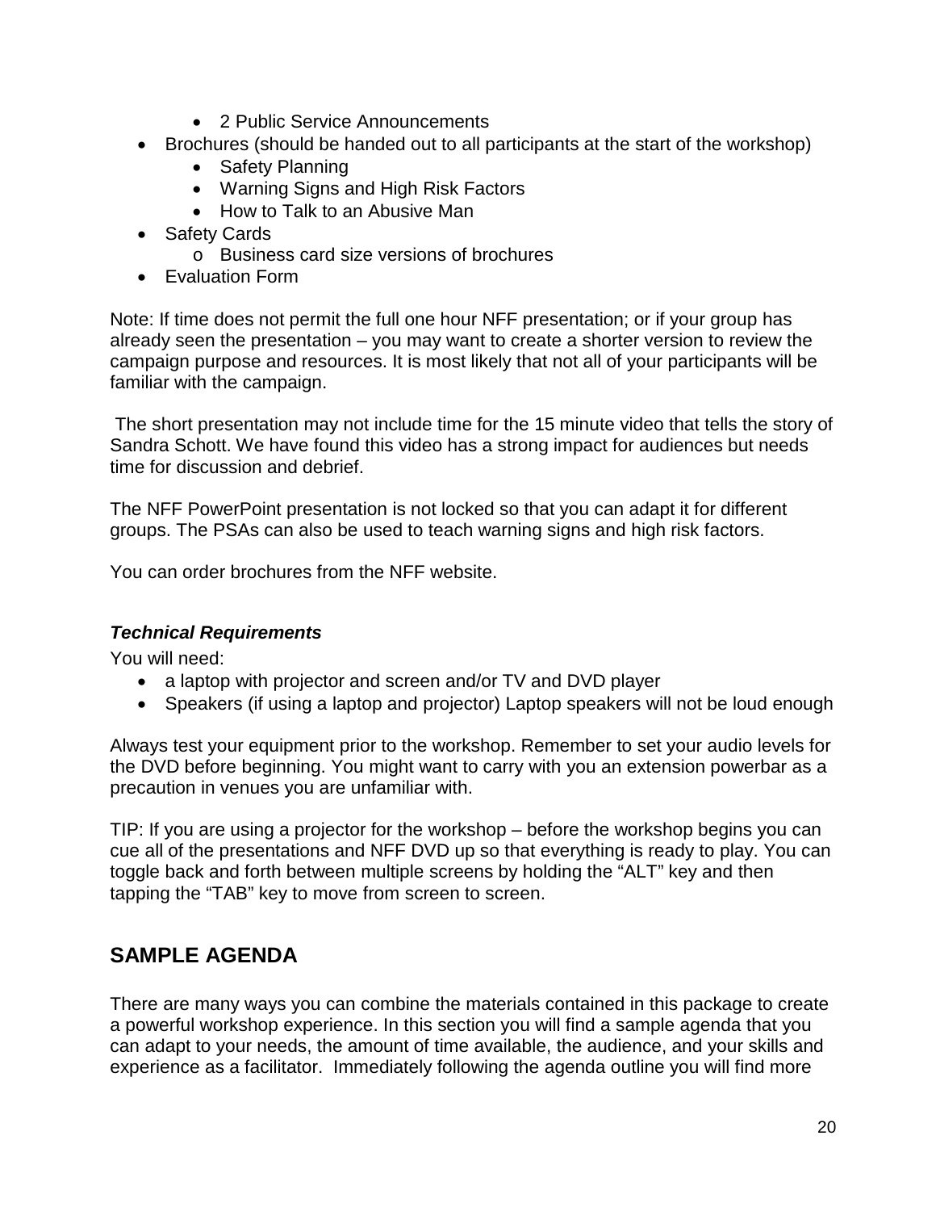- 2 Public Service Announcements
- Brochures (should be handed out to all participants at the start of the workshop)
  - Safety Planning
  - Warning Signs and High Risk Factors
  - How to Talk to an Abusive Man
- Safety Cards
  - Business card size versions of brochures
- Evaluation Form

Note: If time does not permit the full one hour NFF presentation; or if your group has already seen the presentation – you may want to create a shorter version to review the campaign purpose and resources. It is most likely that not all of your participants will be familiar with the campaign.

The short presentation may not include time for the 15 minute video that tells the story of Sandra Schott. We have found this video has a strong impact for audiences but needs time for discussion and debrief.

The NFF PowerPoint presentation is not locked so that you can adapt it for different groups. The PSAs can also be used to teach warning signs and high risk factors.

You can order brochures from the NFF website.

***Technical Requirements***

You will need:

- a laptop with projector and screen and/or TV and DVD player
- Speakers (if using a laptop and projector) Laptop speakers will not be loud enough

Always test your equipment prior to the workshop. Remember to set your audio levels for the DVD before beginning. You might want to carry with you an extension powerbar as a precaution in venues you are unfamiliar with.

TIP: If you are using a projector for the workshop – before the workshop begins you can cue all of the presentations and NFF DVD up so that everything is ready to play. You can toggle back and forth between multiple screens by holding the "ALT" key and then tapping the "TAB" key to move from screen to screen.

## SAMPLE AGENDA

There are many ways you can combine the materials contained in this package to create a powerful workshop experience. In this section you will find a sample agenda that you can adapt to your needs, the amount of time available, the audience, and your skills and experience as a facilitator. Immediately following the agenda outline you will find more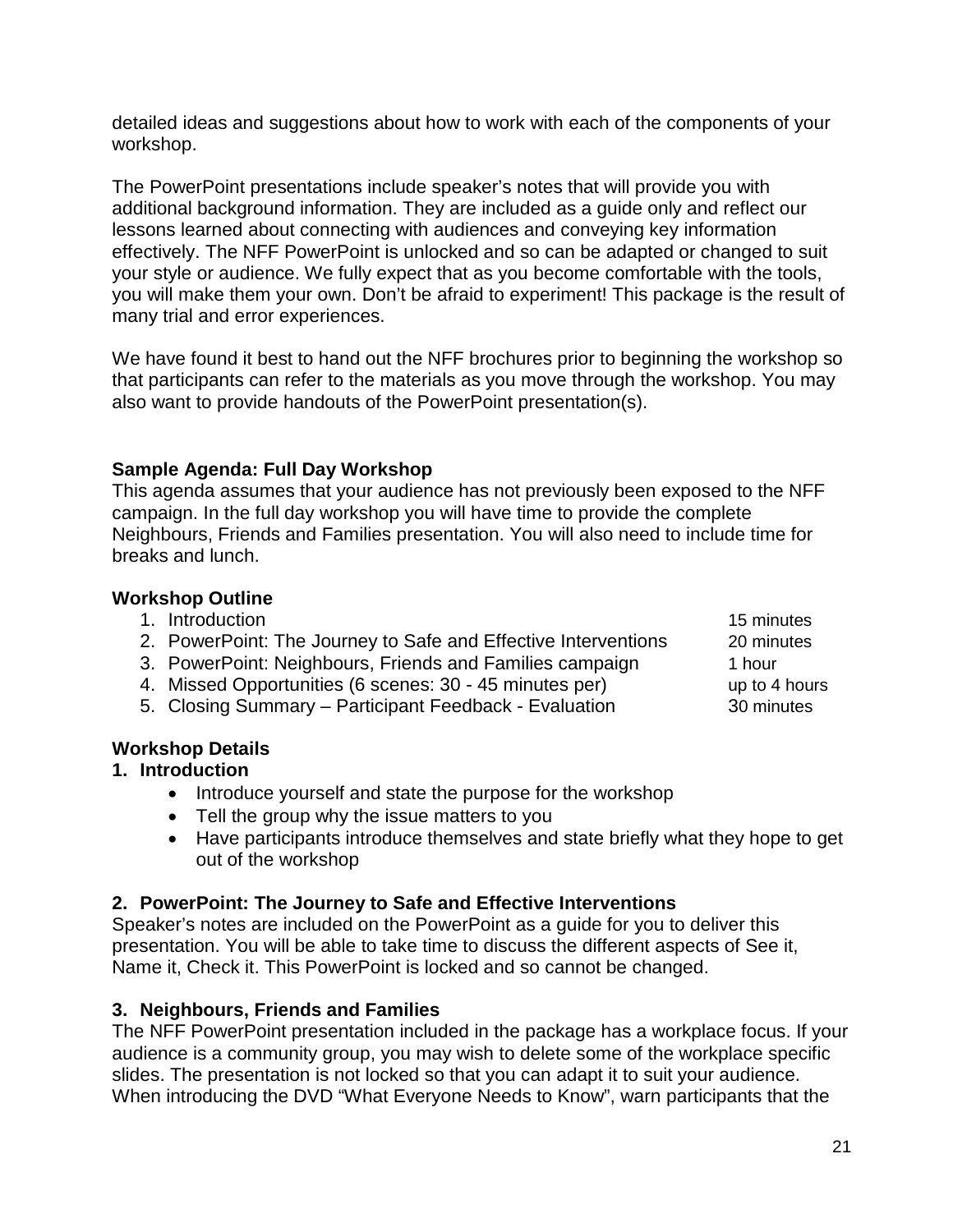detailed ideas and suggestions about how to work with each of the components of your workshop.

The PowerPoint presentations include speaker's notes that will provide you with additional background information. They are included as a guide only and reflect our lessons learned about connecting with audiences and conveying key information effectively. The NFF PowerPoint is unlocked and so can be adapted or changed to suit your style or audience. We fully expect that as you become comfortable with the tools, you will make them your own. Don't be afraid to experiment! This package is the result of many trial and error experiences.

We have found it best to hand out the NFF brochures prior to beginning the workshop so that participants can refer to the materials as you move through the workshop. You may also want to provide handouts of the PowerPoint presentation(s).

**Sample Agenda: Full Day Workshop**

This agenda assumes that your audience has not previously been exposed to the NFF campaign. In the full day workshop you will have time to provide the complete Neighbours, Friends and Families presentation. You will also need to include time for breaks and lunch.

**Workshop Outline**

| | |
|---|---|
| 1. Introduction | 15 minutes |
| 2. PowerPoint: The Journey to Safe and Effective Interventions | 20 minutes |
| 3. PowerPoint: Neighbours, Friends and Families campaign | 1 hour |
| 4. Missed Opportunities (6 scenes: 30 - 45 minutes per) | up to 4 hours |
| 5. Closing Summary – Participant Feedback - Evaluation | 30 minutes |

**Workshop Details**

**1. Introduction**

- Introduce yourself and state the purpose for the workshop
- Tell the group why the issue matters to you
- Have participants introduce themselves and state briefly what they hope to get out of the workshop

**2. PowerPoint: The Journey to Safe and Effective Interventions**

Speaker's notes are included on the PowerPoint as a guide for you to deliver this presentation. You will be able to take time to discuss the different aspects of See it, Name it, Check it. This PowerPoint is locked and so cannot be changed.

**3. Neighbours, Friends and Families**

The NFF PowerPoint presentation included in the package has a workplace focus. If your audience is a community group, you may wish to delete some of the workplace specific slides. The presentation is not locked so that you can adapt it to suit your audience. When introducing the DVD "What Everyone Needs to Know", warn participants that the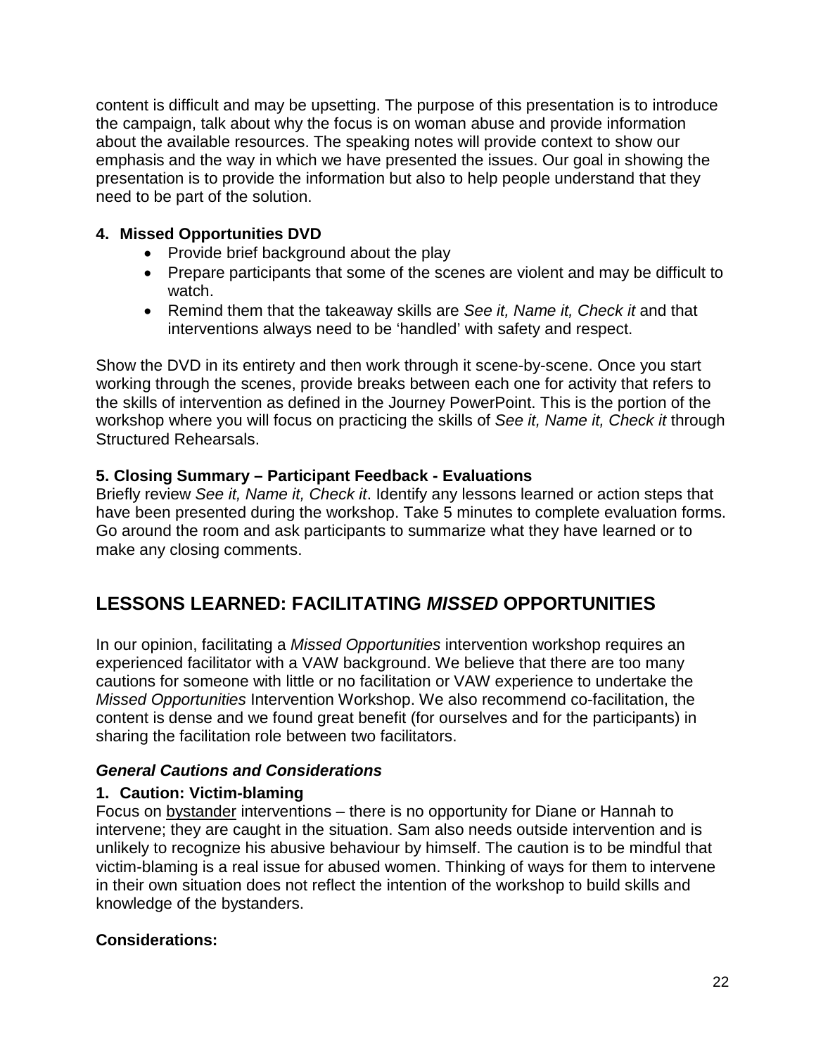content is difficult and may be upsetting. The purpose of this presentation is to introduce the campaign, talk about why the focus is on woman abuse and provide information about the available resources. The speaking notes will provide context to show our emphasis and the way in which we have presented the issues. Our goal in showing the presentation is to provide the information but also to help people understand that they need to be part of the solution.

**4. Missed Opportunities DVD**

- Provide brief background about the play
- Prepare participants that some of the scenes are violent and may be difficult to watch.
- Remind them that the takeaway skills are *See it, Name it, Check it* and that interventions always need to be 'handled' with safety and respect.

Show the DVD in its entirety and then work through it scene-by-scene. Once you start working through the scenes, provide breaks between each one for activity that refers to the skills of intervention as defined in the Journey PowerPoint. This is the portion of the workshop where you will focus on practicing the skills of *See it, Name it, Check it* through Structured Rehearsals.

**5. Closing Summary – Participant Feedback - Evaluations**

Briefly review *See it, Name it, Check it*. Identify any lessons learned or action steps that have been presented during the workshop. Take 5 minutes to complete evaluation forms. Go around the room and ask participants to summarize what they have learned or to make any closing comments.

## LESSONS LEARNED: FACILITATING *MISSED* OPPORTUNITIES

In our opinion, facilitating a *Missed Opportunities* intervention workshop requires an experienced facilitator with a VAW background. We believe that there are too many cautions for someone with little or no facilitation or VAW experience to undertake the *Missed Opportunities* Intervention Workshop. We also recommend co-facilitation, the content is dense and we found great benefit (for ourselves and for the participants) in sharing the facilitation role between two facilitators.

### *General Cautions and Considerations*

**1. Caution: Victim-blaming**

Focus on <u>bystander</u> interventions – there is no opportunity for Diane or Hannah to intervene; they are caught in the situation. Sam also needs outside intervention and is unlikely to recognize his abusive behaviour by himself. The caution is to be mindful that victim-blaming is a real issue for abused women. Thinking of ways for them to intervene in their own situation does not reflect the intention of the workshop to build skills and knowledge of the bystanders.

**Considerations:**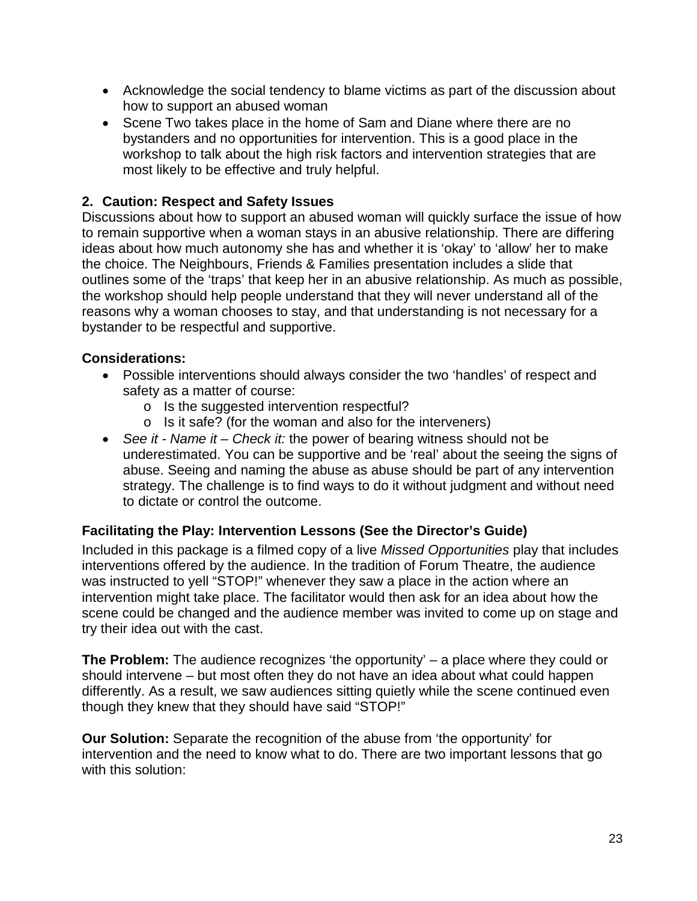- Acknowledge the social tendency to blame victims as part of the discussion about how to support an abused woman
- Scene Two takes place in the home of Sam and Diane where there are no bystanders and no opportunities for intervention. This is a good place in the workshop to talk about the high risk factors and intervention strategies that are most likely to be effective and truly helpful.

### 2. Caution: Respect and Safety Issues

Discussions about how to support an abused woman will quickly surface the issue of how to remain supportive when a woman stays in an abusive relationship. There are differing ideas about how much autonomy she has and whether it is 'okay' to 'allow' her to make the choice. The Neighbours, Friends & Families presentation includes a slide that outlines some of the 'traps' that keep her in an abusive relationship. As much as possible, the workshop should help people understand that they will never understand all of the reasons why a woman chooses to stay, and that understanding is not necessary for a bystander to be respectful and supportive.

**Considerations:**

- Possible interventions should always consider the two 'handles' of respect and safety as a matter of course:
  - Is the suggested intervention respectful?
  - Is it safe? (for the woman and also for the interveners)
- *See it - Name it – Check it:* the power of bearing witness should not be underestimated. You can be supportive and be 'real' about the seeing the signs of abuse. Seeing and naming the abuse as abuse should be part of any intervention strategy. The challenge is to find ways to do it without judgment and without need to dictate or control the outcome.

### Facilitating the Play: Intervention Lessons (See the Director's Guide)

Included in this package is a filmed copy of a live *Missed Opportunities* play that includes interventions offered by the audience. In the tradition of Forum Theatre, the audience was instructed to yell "STOP!" whenever they saw a place in the action where an intervention might take place. The facilitator would then ask for an idea about how the scene could be changed and the audience member was invited to come up on stage and try their idea out with the cast.

**The Problem:** The audience recognizes 'the opportunity' – a place where they could or should intervene – but most often they do not have an idea about what could happen differently. As a result, we saw audiences sitting quietly while the scene continued even though they knew that they should have said "STOP!"

**Our Solution:** Separate the recognition of the abuse from 'the opportunity' for intervention and the need to know what to do. There are two important lessons that go with this solution: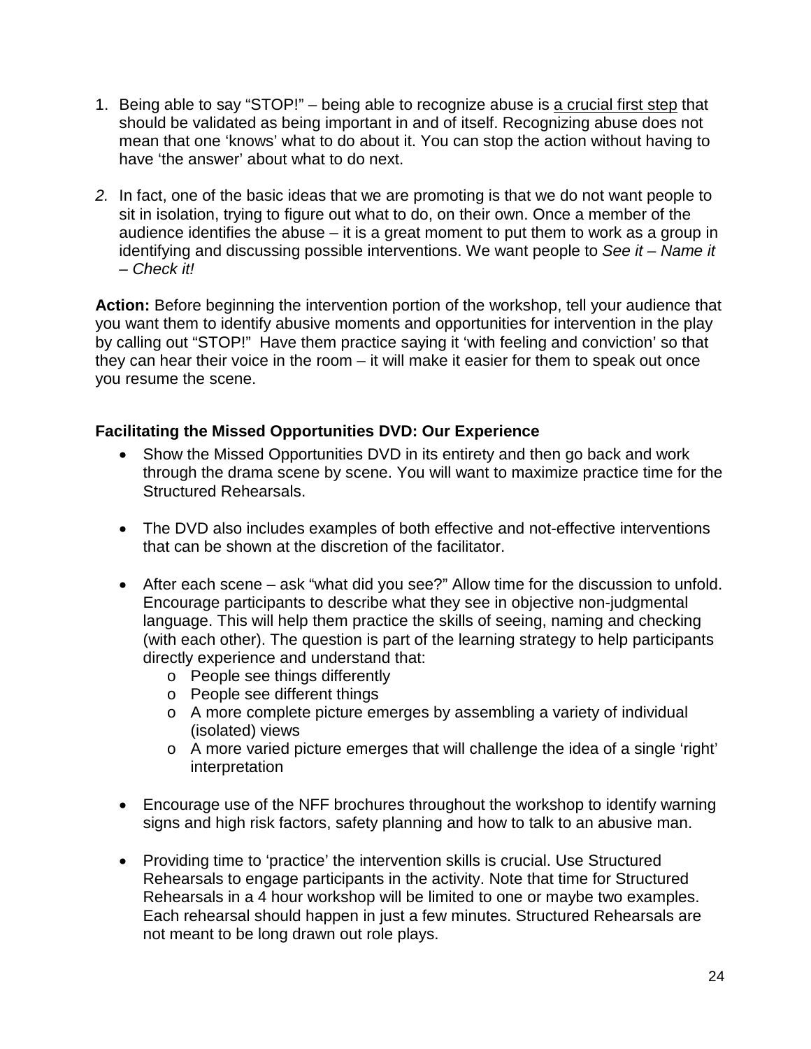1. Being able to say “STOP!” – being able to recognize abuse is <u>a crucial first step</u> that should be validated as being important in and of itself. Recognizing abuse does not mean that one ‘knows’ what to do about it. You can stop the action without having to have ‘the answer’ about what to do next.

2. In fact, one of the basic ideas that we are promoting is that we do not want people to sit in isolation, trying to figure out what to do, on their own. Once a member of the audience identifies the abuse – it is a great moment to put them to work as a group in identifying and discussing possible interventions. We want people to *See it – Name it – Check it!*

**Action:** Before beginning the intervention portion of the workshop, tell your audience that you want them to identify abusive moments and opportunities for intervention in the play by calling out “STOP!” Have them practice saying it ‘with feeling and conviction’ so that they can hear their voice in the room – it will make it easier for them to speak out once you resume the scene.

### Facilitating the Missed Opportunities DVD: Our Experience

- Show the Missed Opportunities DVD in its entirety and then go back and work through the drama scene by scene. You will want to maximize practice time for the Structured Rehearsals.

- The DVD also includes examples of both effective and not-effective interventions that can be shown at the discretion of the facilitator.

- After each scene – ask “what did you see?” Allow time for the discussion to unfold. Encourage participants to describe what they see in objective non-judgmental language. This will help them practice the skills of seeing, naming and checking (with each other). The question is part of the learning strategy to help participants directly experience and understand that:
  - People see things differently
  - People see different things
  - A more complete picture emerges by assembling a variety of individual (isolated) views
  - A more varied picture emerges that will challenge the idea of a single ‘right’ interpretation

- Encourage use of the NFF brochures throughout the workshop to identify warning signs and high risk factors, safety planning and how to talk to an abusive man.

- Providing time to ‘practice’ the intervention skills is crucial. Use Structured Rehearsals to engage participants in the activity. Note that time for Structured Rehearsals in a 4 hour workshop will be limited to one or maybe two examples. Each rehearsal should happen in just a few minutes. Structured Rehearsals are not meant to be long drawn out role plays.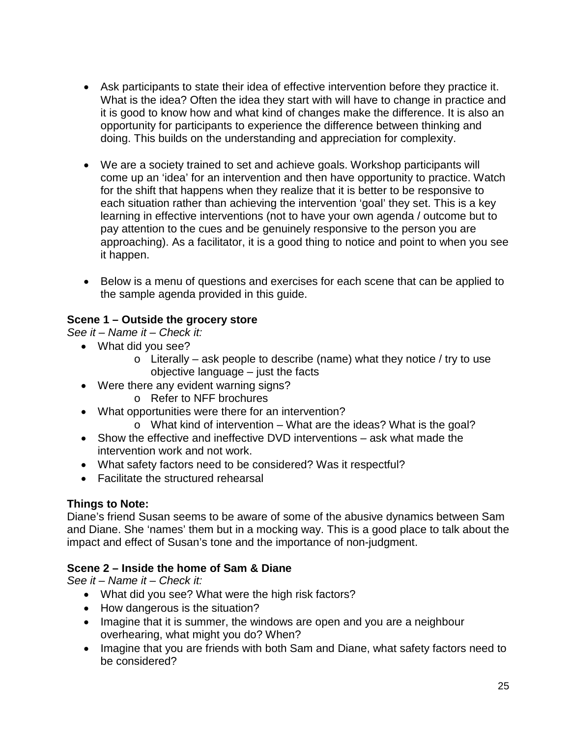- Ask participants to state their idea of effective intervention before they practice it. What is the idea? Often the idea they start with will have to change in practice and it is good to know how and what kind of changes make the difference. It is also an opportunity for participants to experience the difference between thinking and doing. This builds on the understanding and appreciation for complexity.

- We are a society trained to set and achieve goals. Workshop participants will come up an 'idea' for an intervention and then have opportunity to practice. Watch for the shift that happens when they realize that it is better to be responsive to each situation rather than achieving the intervention 'goal' they set. This is a key learning in effective interventions (not to have your own agenda / outcome but to pay attention to the cues and be genuinely responsive to the person you are approaching). As a facilitator, it is a good thing to notice and point to when you see it happen.

- Below is a menu of questions and exercises for each scene that can be applied to the sample agenda provided in this guide.

**Scene 1 – Outside the grocery store**

*See it – Name it – Check it:*

- What did you see?
  - Literally – ask people to describe (name) what they notice / try to use objective language – just the facts
- Were there any evident warning signs?
  - Refer to NFF brochures
- What opportunities were there for an intervention?
  - What kind of intervention – What are the ideas? What is the goal?
- Show the effective and ineffective DVD interventions – ask what made the intervention work and not work.
- What safety factors need to be considered? Was it respectful?
- Facilitate the structured rehearsal

**Things to Note:**

Diane's friend Susan seems to be aware of some of the abusive dynamics between Sam and Diane. She 'names' them but in a mocking way. This is a good place to talk about the impact and effect of Susan's tone and the importance of non-judgment.

**Scene 2 – Inside the home of Sam & Diane**

*See it – Name it – Check it:*

- What did you see? What were the high risk factors?
- How dangerous is the situation?
- Imagine that it is summer, the windows are open and you are a neighbour overhearing, what might you do? When?
- Imagine that you are friends with both Sam and Diane, what safety factors need to be considered?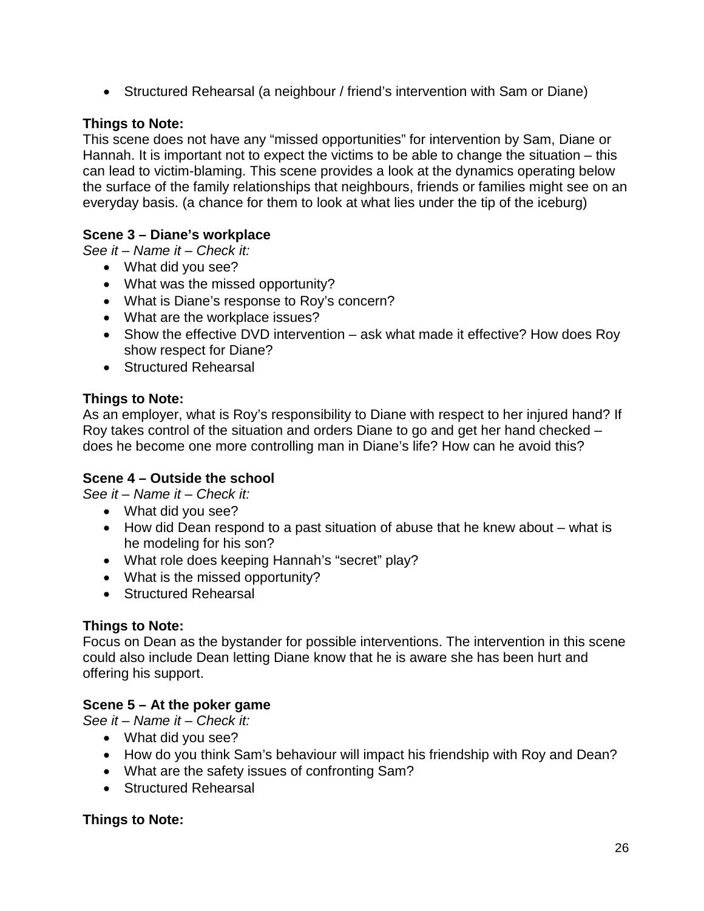- Structured Rehearsal (a neighbour / friend's intervention with Sam or Diane)

**Things to Note:**
This scene does not have any "missed opportunities" for intervention by Sam, Diane or Hannah. It is important not to expect the victims to be able to change the situation – this can lead to victim-blaming. This scene provides a look at the dynamics operating below the surface of the family relationships that neighbours, friends or families might see on an everyday basis. (a chance for them to look at what lies under the tip of the iceburg)

**Scene 3 – Diane's workplace**
*See it – Name it – Check it:*

- What did you see?
- What was the missed opportunity?
- What is Diane's response to Roy's concern?
- What are the workplace issues?
- Show the effective DVD intervention – ask what made it effective? How does Roy show respect for Diane?
- Structured Rehearsal

**Things to Note:**
As an employer, what is Roy's responsibility to Diane with respect to her injured hand? If Roy takes control of the situation and orders Diane to go and get her hand checked – does he become one more controlling man in Diane's life? How can he avoid this?

**Scene 4 – Outside the school**
*See it – Name it – Check it:*

- What did you see?
- How did Dean respond to a past situation of abuse that he knew about – what is he modeling for his son?
- What role does keeping Hannah's "secret" play?
- What is the missed opportunity?
- Structured Rehearsal

**Things to Note:**
Focus on Dean as the bystander for possible interventions. The intervention in this scene could also include Dean letting Diane know that he is aware she has been hurt and offering his support.

**Scene 5 – At the poker game**
*See it – Name it – Check it:*

- What did you see?
- How do you think Sam's behaviour will impact his friendship with Roy and Dean?
- What are the safety issues of confronting Sam?
- Structured Rehearsal

**Things to Note:**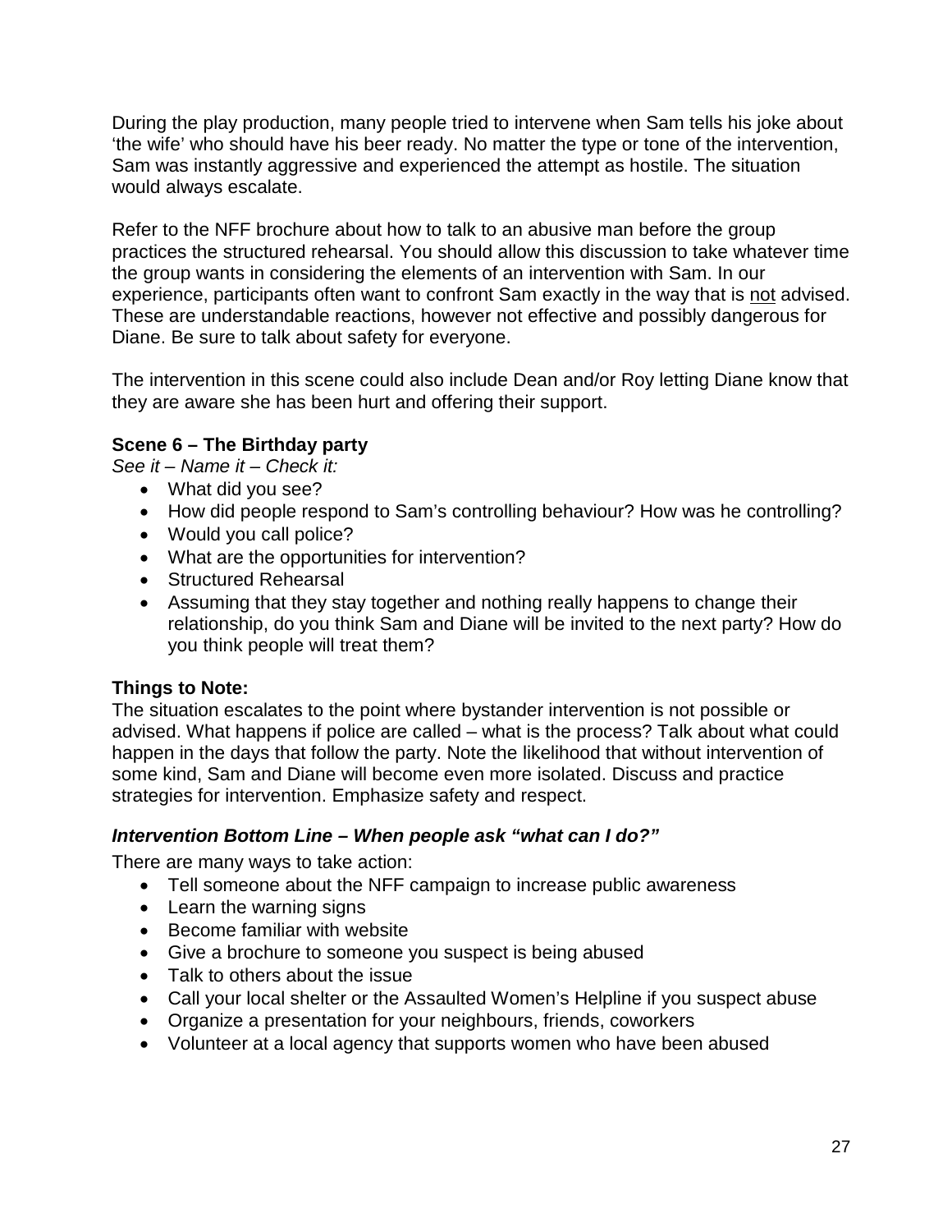During the play production, many people tried to intervene when Sam tells his joke about 'the wife' who should have his beer ready. No matter the type or tone of the intervention, Sam was instantly aggressive and experienced the attempt as hostile. The situation would always escalate.

Refer to the NFF brochure about how to talk to an abusive man before the group practices the structured rehearsal. You should allow this discussion to take whatever time the group wants in considering the elements of an intervention with Sam. In our experience, participants often want to confront Sam exactly in the way that is <u>not</u> advised. These are understandable reactions, however not effective and possibly dangerous for Diane. Be sure to talk about safety for everyone.

The intervention in this scene could also include Dean and/or Roy letting Diane know that they are aware she has been hurt and offering their support.

**Scene 6 – The Birthday party**

*See it – Name it – Check it:*

- What did you see?
- How did people respond to Sam's controlling behaviour? How was he controlling?
- Would you call police?
- What are the opportunities for intervention?
- Structured Rehearsal
- Assuming that they stay together and nothing really happens to change their relationship, do you think Sam and Diane will be invited to the next party? How do you think people will treat them?

**Things to Note:**

The situation escalates to the point where bystander intervention is not possible or advised. What happens if police are called – what is the process? Talk about what could happen in the days that follow the party. Note the likelihood that without intervention of some kind, Sam and Diane will become even more isolated. Discuss and practice strategies for intervention. Emphasize safety and respect.

***Intervention Bottom Line – When people ask "what can I do?"***

There are many ways to take action:

- Tell someone about the NFF campaign to increase public awareness
- Learn the warning signs
- Become familiar with website
- Give a brochure to someone you suspect is being abused
- Talk to others about the issue
- Call your local shelter or the Assaulted Women's Helpline if you suspect abuse
- Organize a presentation for your neighbours, friends, coworkers
- Volunteer at a local agency that supports women who have been abused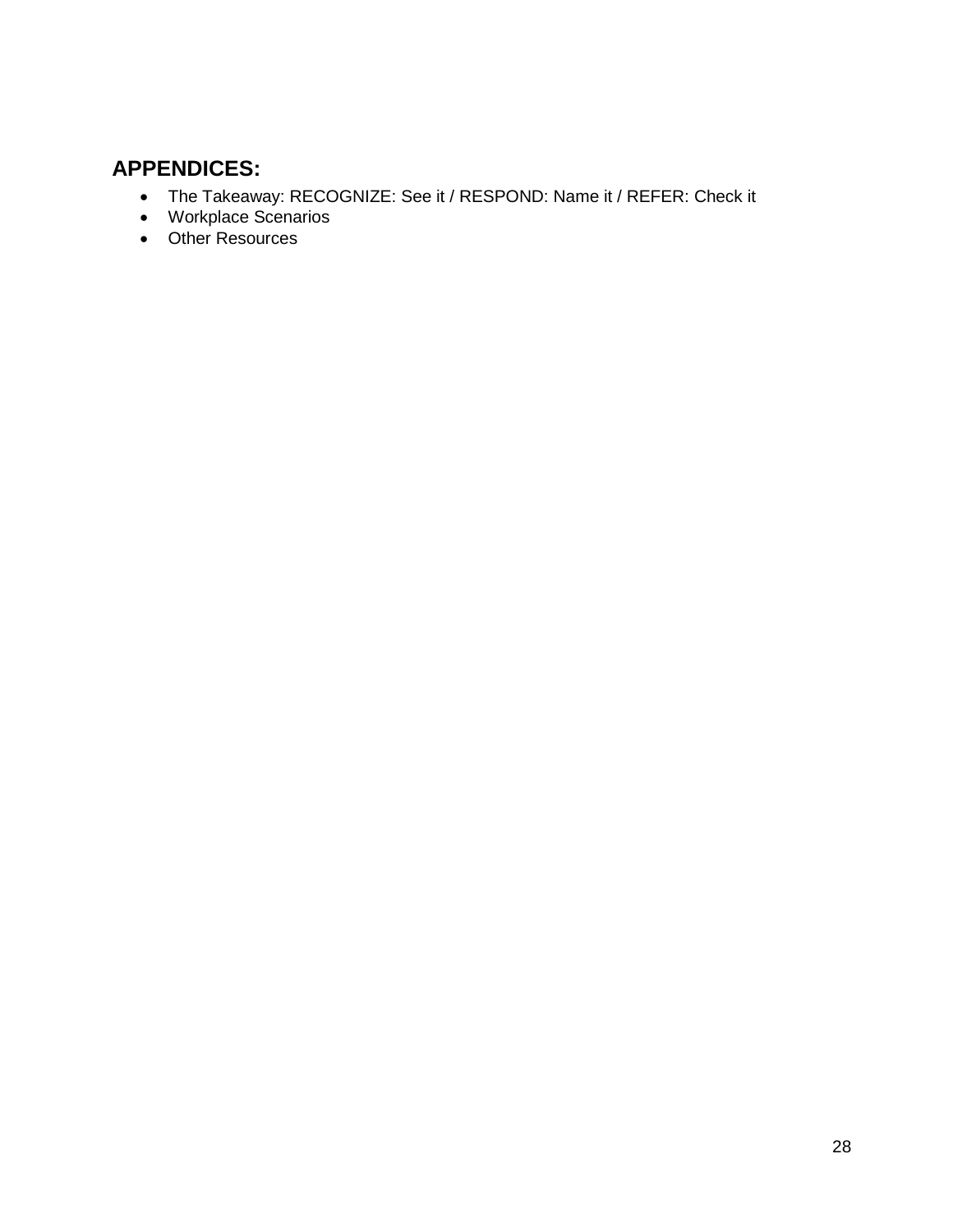## APPENDICES:

- The Takeaway: RECOGNIZE: See it / RESPOND: Name it / REFER: Check it
- Workplace Scenarios
- Other Resources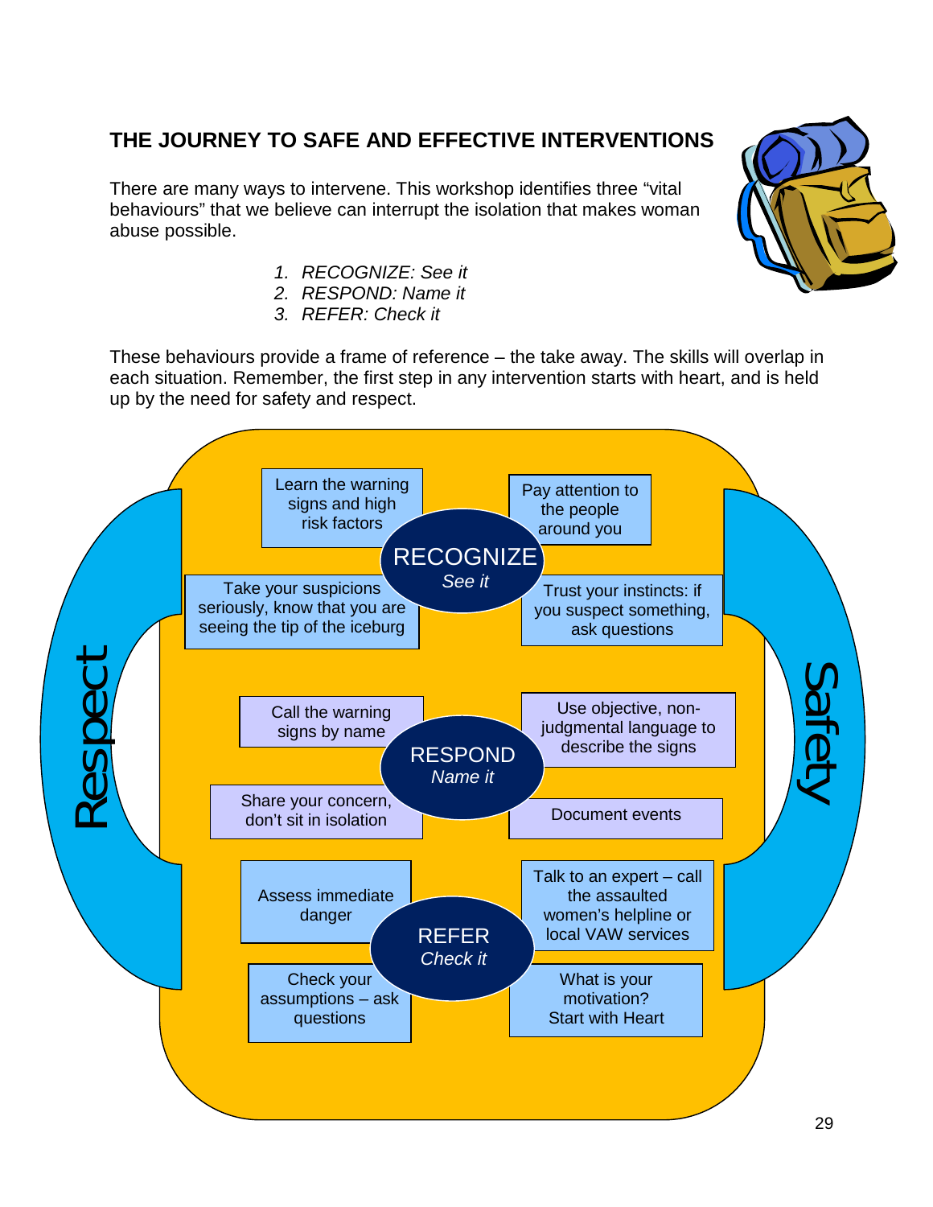## THE JOURNEY TO SAFE AND EFFECTIVE INTERVENTIONS

There are many ways to intervene. This workshop identifies three "vital behaviours" that we believe can interrupt the isolation that makes woman abuse possible.

1. *RECOGNIZE: See it*
2. *RESPOND: Name it*
3. *REFER: Check it*

These behaviours provide a frame of reference – the take away. The skills will overlap in each situation. Remember, the first step in any intervention starts with heart, and is held up by the need for safety and respect.

Respect

RECOGNIZE
*See it*

Learn the warning signs and high risk factors

Pay attention to the people around you

Take your suspicions seriously, know that you are seeing the tip of the iceburg

Trust your instincts: if you suspect something, ask questions

RESPOND
*Name it*

Call the warning signs by name

Use objective, non-judgmental language to describe the signs

Share your concern, don't sit in isolation

Document events

REFER
*Check it*

Assess immediate danger

Talk to an expert – call the assaulted women's helpline or local VAW services

Check your assumptions – ask questions

What is your motivation? Start with Heart

Safety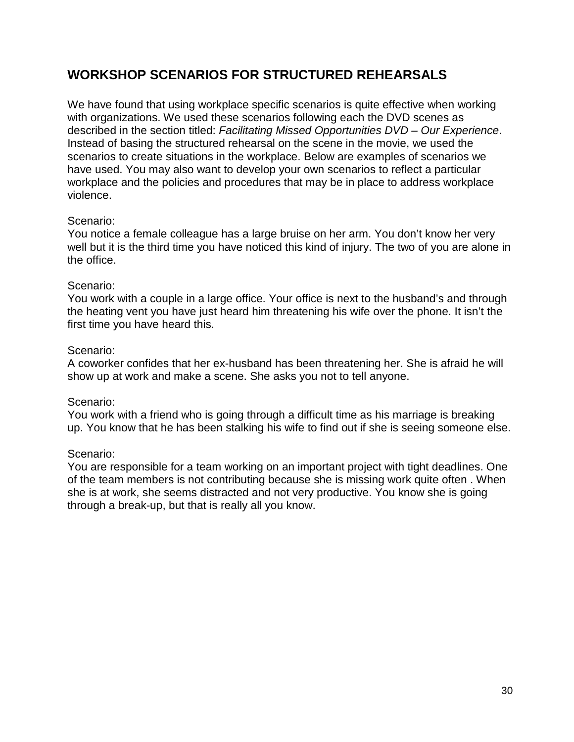## WORKSHOP SCENARIOS FOR STRUCTURED REHEARSALS

We have found that using workplace specific scenarios is quite effective when working with organizations. We used these scenarios following each the DVD scenes as described in the section titled: *Facilitating Missed Opportunities DVD – Our Experience*. Instead of basing the structured rehearsal on the scene in the movie, we used the scenarios to create situations in the workplace. Below are examples of scenarios we have used. You may also want to develop your own scenarios to reflect a particular workplace and the policies and procedures that may be in place to address workplace violence.

Scenario:
You notice a female colleague has a large bruise on her arm. You don't know her very well but it is the third time you have noticed this kind of injury. The two of you are alone in the office.

Scenario:
You work with a couple in a large office. Your office is next to the husband's and through the heating vent you have just heard him threatening his wife over the phone. It isn't the first time you have heard this.

Scenario:
A coworker confides that her ex-husband has been threatening her. She is afraid he will show up at work and make a scene. She asks you not to tell anyone.

Scenario:
You work with a friend who is going through a difficult time as his marriage is breaking up. You know that he has been stalking his wife to find out if she is seeing someone else.

Scenario:
You are responsible for a team working on an important project with tight deadlines. One of the team members is not contributing because she is missing work quite often . When she is at work, she seems distracted and not very productive. You know she is going through a break-up, but that is really all you know.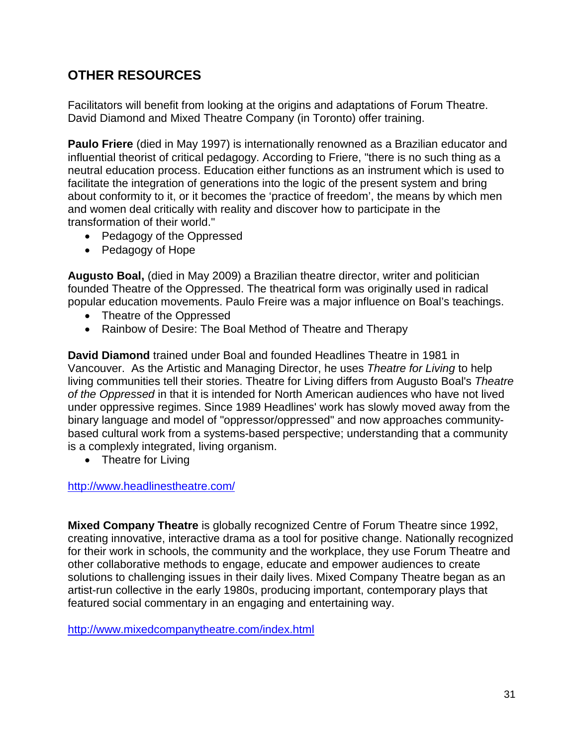## OTHER RESOURCES

Facilitators will benefit from looking at the origins and adaptations of Forum Theatre. David Diamond and Mixed Theatre Company (in Toronto) offer training.

**Paulo Friere** (died in May 1997) is internationally renowned as a Brazilian educator and influential theorist of critical pedagogy. According to Friere, "there is no such thing as a neutral education process. Education either functions as an instrument which is used to facilitate the integration of generations into the logic of the present system and bring about conformity to it, or it becomes the 'practice of freedom', the means by which men and women deal critically with reality and discover how to participate in the transformation of their world."

- Pedagogy of the Oppressed
- Pedagogy of Hope

**Augusto Boal,** (died in May 2009) a Brazilian theatre director, writer and politician founded Theatre of the Oppressed. The theatrical form was originally used in radical popular education movements. Paulo Freire was a major influence on Boal's teachings.

- Theatre of the Oppressed
- Rainbow of Desire: The Boal Method of Theatre and Therapy

**David Diamond** trained under Boal and founded Headlines Theatre in 1981 in Vancouver. As the Artistic and Managing Director, he uses *Theatre for Living* to help living communities tell their stories. Theatre for Living differs from Augusto Boal's *Theatre of the Oppressed* in that it is intended for North American audiences who have not lived under oppressive regimes. Since 1989 Headlines' work has slowly moved away from the binary language and model of "oppressor/oppressed" and now approaches community-based cultural work from a systems-based perspective; understanding that a community is a complexly integrated, living organism.

- Theatre for Living

http://www.headlinestheatre.com/

**Mixed Company Theatre** is globally recognized Centre of Forum Theatre since 1992, creating innovative, interactive drama as a tool for positive change. Nationally recognized for their work in schools, the community and the workplace, they use Forum Theatre and other collaborative methods to engage, educate and empower audiences to create solutions to challenging issues in their daily lives. Mixed Company Theatre began as an artist-run collective in the early 1980s, producing important, contemporary plays that featured social commentary in an engaging and entertaining way.

http://www.mixedcompanytheatre.com/index.html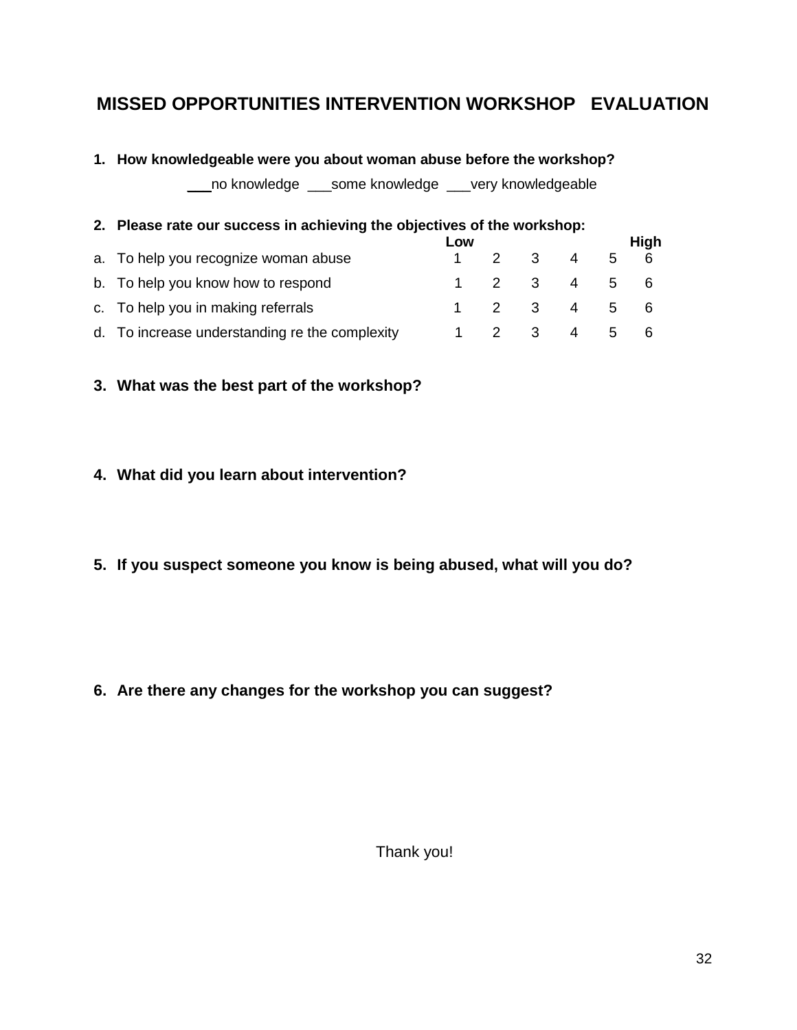# MISSED OPPORTUNITIES INTERVENTION WORKSHOP EVALUATION

**1. How knowledgeable were you about woman abuse before the workshop?**

___no knowledge ___some knowledge ___very knowledgeable

**2. Please rate our success in achieving the objectives of the workshop:**

| | Low | | | | | High |
|---|---|---|---|---|---|---|
| a. To help you recognize woman abuse | 1 | 2 | 3 | 4 | 5 | 6 |
| b. To help you know how to respond | 1 | 2 | 3 | 4 | 5 | 6 |
| c. To help you in making referrals | 1 | 2 | 3 | 4 | 5 | 6 |
| d. To increase understanding re the complexity | 1 | 2 | 3 | 4 | 5 | 6 |

**3. What was the best part of the workshop?**

**4. What did you learn about intervention?**

**5. If you suspect someone you know is being abused, what will you do?**

**6. Are there any changes for the workshop you can suggest?**

Thank you!